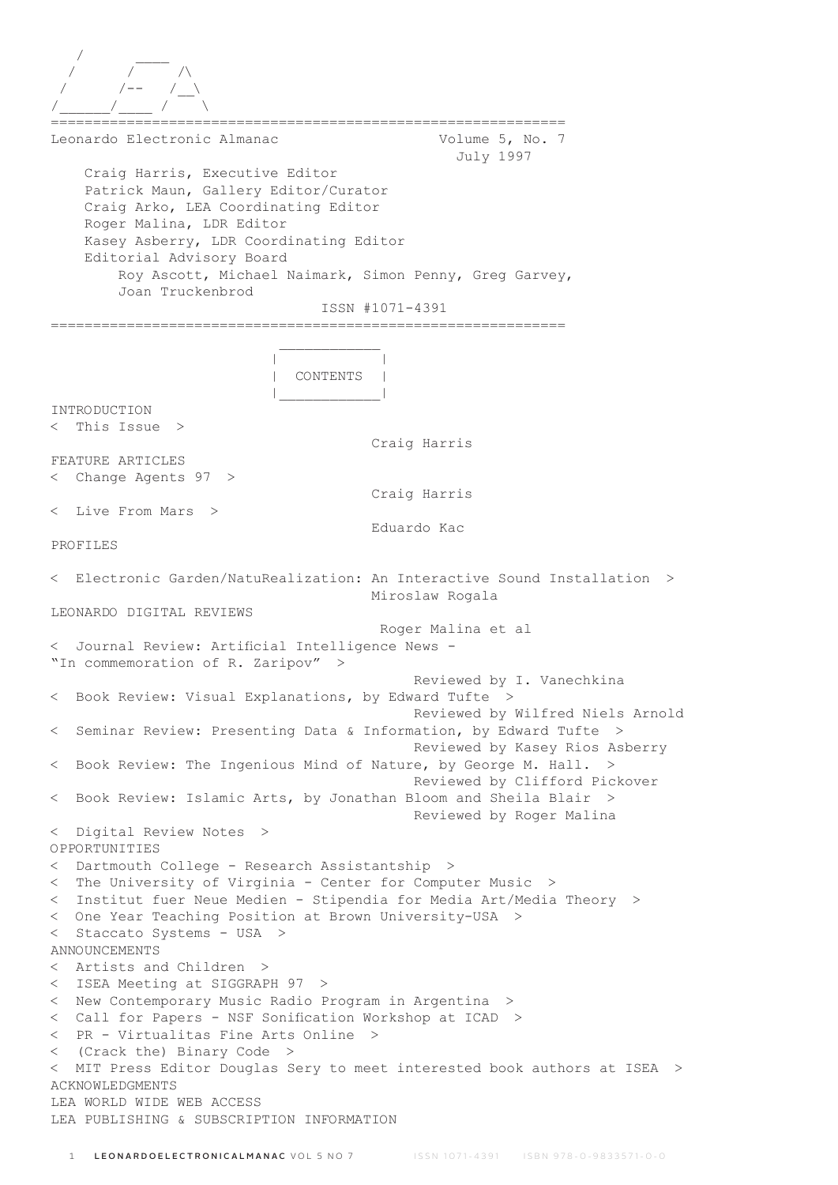```
   /       ____
  /       /     /\
 /       /--   /__\
/______/____ /    \
```

# Leonardo Electronic Almanac

Volume 5, No. 7
July 1997

Craig Harris, Executive Editor
Patrick Maun, Gallery Editor/Curator
Craig Arko, LEA Coordinating Editor
Roger Malina, LDR Editor
Kasey Asberry, LDR Coordinating Editor
Editorial Advisory Board
Roy Ascott, Michael Naimark, Simon Penny, Greg Garvey, Joan Truckenbrod

ISSN #1071-4391

## CONTENTS

INTRODUCTION

< This Issue > — Craig Harris

FEATURE ARTICLES

< Change Agents 97 > — Craig Harris

< Live From Mars > — Eduardo Kac

PROFILES

< Electronic Garden/NatuRealization: An Interactive Sound Installation > — Miroslaw Rogala

LEONARDO DIGITAL REVIEWS — Roger Malina et al

< Journal Review: Artificial Intelligence News - "In commemoration of R. Zaripov" > — Reviewed by I. Vanechkina

< Book Review: Visual Explanations, by Edward Tufte > — Reviewed by Wilfred Niels Arnold

< Seminar Review: Presenting Data & Information, by Edward Tufte > — Reviewed by Kasey Rios Asberry

< Book Review: The Ingenious Mind of Nature, by George M. Hall. > — Reviewed by Clifford Pickover

< Book Review: Islamic Arts, by Jonathan Bloom and Sheila Blair > — Reviewed by Roger Malina

< Digital Review Notes >

OPPORTUNITIES

< Dartmouth College - Research Assistantship >
< The University of Virginia - Center for Computer Music >
< Institut fuer Neue Medien - Stipendia for Media Art/Media Theory >
< One Year Teaching Position at Brown University-USA >
< Staccato Systems - USA >

ANNOUNCEMENTS

< Artists and Children >
< ISEA Meeting at SIGGRAPH 97 >
< New Contemporary Music Radio Program in Argentina >
< Call for Papers - NSF Sonification Workshop at ICAD >
< PR - Virtualitas Fine Arts Online >
< (Crack the) Binary Code >
< MIT Press Editor Douglas Sery to meet interested book authors at ISEA >

ACKNOWLEDGMENTS

LEA WORLD WIDE WEB ACCESS

LEA PUBLISHING & SUBSCRIPTION INFORMATION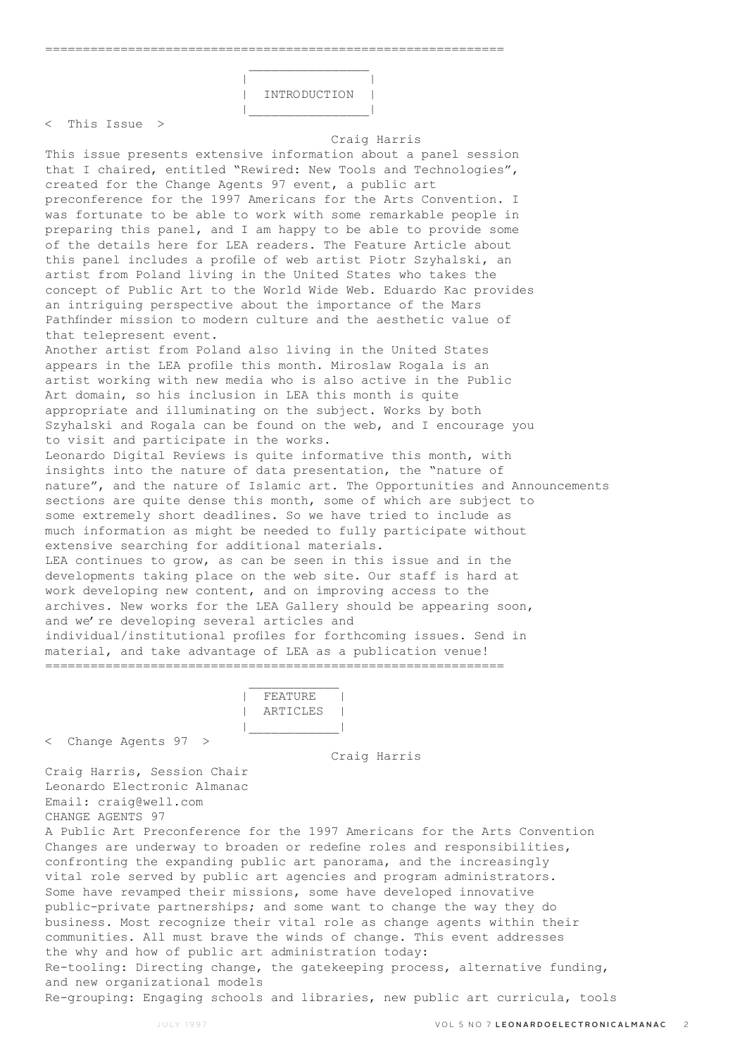# INTRODUCTION

## < This Issue >

Craig Harris

This issue presents extensive information about a panel session that I chaired, entitled "Rewired: New Tools and Technologies", created for the Change Agents 97 event, a public art preconference for the 1997 Americans for the Arts Convention. I was fortunate to be able to work with some remarkable people in preparing this panel, and I am happy to be able to provide some of the details here for LEA readers. The Feature Article about this panel includes a profile of web artist Piotr Szyhalski, an artist from Poland living in the United States who takes the concept of Public Art to the World Wide Web. Eduardo Kac provides an intriguing perspective about the importance of the Mars Pathfinder mission to modern culture and the aesthetic value of that telepresent event.

Another artist from Poland also living in the United States appears in the LEA profile this month. Miroslaw Rogala is an artist working with new media who is also active in the Public Art domain, so his inclusion in LEA this month is quite appropriate and illuminating on the subject. Works by both Szyhalski and Rogala can be found on the web, and I encourage you to visit and participate in the works.

Leonardo Digital Reviews is quite informative this month, with insights into the nature of data presentation, the "nature of nature", and the nature of Islamic art. The Opportunities and Announcements sections are quite dense this month, some of which are subject to some extremely short deadlines. So we have tried to include as much information as might be needed to fully participate without extensive searching for additional materials.

LEA continues to grow, as can be seen in this issue and in the developments taking place on the web site. Our staff is hard at work developing new content, and on improving access to the archives. New works for the LEA Gallery should be appearing soon, and we're developing several articles and individual/institutional profiles for forthcoming issues. Send in material, and take advantage of LEA as a publication venue!

# FEATURE ARTICLES

## < Change Agents 97 >

Craig Harris

Craig Harris, Session Chair
Leonardo Electronic Almanac
Email: craig@well.com

CHANGE AGENTS 97

A Public Art Preconference for the 1997 Americans for the Arts Convention

Changes are underway to broaden or redefine roles and responsibilities, confronting the expanding public art panorama, and the increasingly vital role served by public art agencies and program administrators. Some have revamped their missions, some have developed innovative public-private partnerships; and some want to change the way they do business. Most recognize their vital role as change agents within their communities. All must brave the winds of change. This event addresses the why and how of public art administration today:

Re-tooling: Directing change, the gatekeeping process, alternative funding, and new organizational models

Re-grouping: Engaging schools and libraries, new public art curricula, tools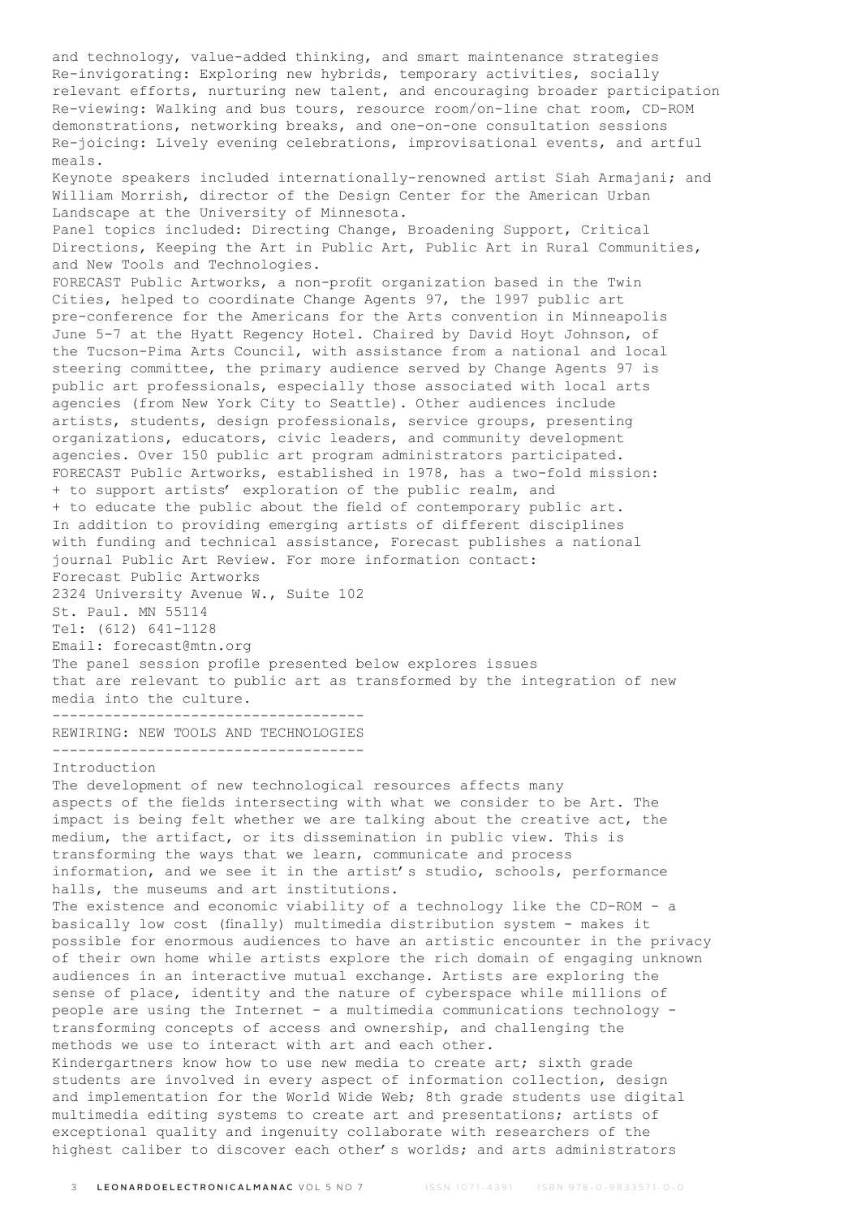and technology, value-added thinking, and smart maintenance strategies
Re-invigorating: Exploring new hybrids, temporary activities, socially relevant efforts, nurturing new talent, and encouraging broader participation
Re-viewing: Walking and bus tours, resource room/on-line chat room, CD-ROM demonstrations, networking breaks, and one-on-one consultation sessions
Re-joicing: Lively evening celebrations, improvisational events, and artful meals.

Keynote speakers included internationally-renowned artist Siah Armajani; and William Morrish, director of the Design Center for the American Urban Landscape at the University of Minnesota.

Panel topics included: Directing Change, Broadening Support, Critical Directions, Keeping the Art in Public Art, Public Art in Rural Communities, and New Tools and Technologies.

FORECAST Public Artworks, a non-profit organization based in the Twin Cities, helped to coordinate Change Agents 97, the 1997 public art pre-conference for the Americans for the Arts convention in Minneapolis June 5-7 at the Hyatt Regency Hotel. Chaired by David Hoyt Johnson, of the Tucson-Pima Arts Council, with assistance from a national and local steering committee, the primary audience served by Change Agents 97 is public art professionals, especially those associated with local arts agencies (from New York City to Seattle). Other audiences include artists, students, design professionals, service groups, presenting organizations, educators, civic leaders, and community development agencies. Over 150 public art program administrators participated.

FORECAST Public Artworks, established in 1978, has a two-fold mission:
+ to support artists' exploration of the public realm, and
+ to educate the public about the field of contemporary public art.

In addition to providing emerging artists of different disciplines with funding and technical assistance, Forecast publishes a national journal Public Art Review. For more information contact:

Forecast Public Artworks
2324 University Avenue W., Suite 102
St. Paul. MN 55114
Tel: (612) 641-1128
Email: forecast@mtn.org

The panel session profile presented below explores issues that are relevant to public art as transformed by the integration of new media into the culture.

------------------------------------
REWIRING: NEW TOOLS AND TECHNOLOGIES
------------------------------------

Introduction

The development of new technological resources affects many aspects of the fields intersecting with what we consider to be Art. The impact is being felt whether we are talking about the creative act, the medium, the artifact, or its dissemination in public view. This is transforming the ways that we learn, communicate and process information, and we see it in the artist's studio, schools, performance halls, the museums and art institutions.

The existence and economic viability of a technology like the CD-ROM - a basically low cost (finally) multimedia distribution system - makes it possible for enormous audiences to have an artistic encounter in the privacy of their own home while artists explore the rich domain of engaging unknown audiences in an interactive mutual exchange. Artists are exploring the sense of place, identity and the nature of cyberspace while millions of people are using the Internet - a multimedia communications technology - transforming concepts of access and ownership, and challenging the methods we use to interact with art and each other.

Kindergartners know how to use new media to create art; sixth grade students are involved in every aspect of information collection, design and implementation for the World Wide Web; 8th grade students use digital multimedia editing systems to create art and presentations; artists of exceptional quality and ingenuity collaborate with researchers of the highest caliber to discover each other's worlds; and arts administrators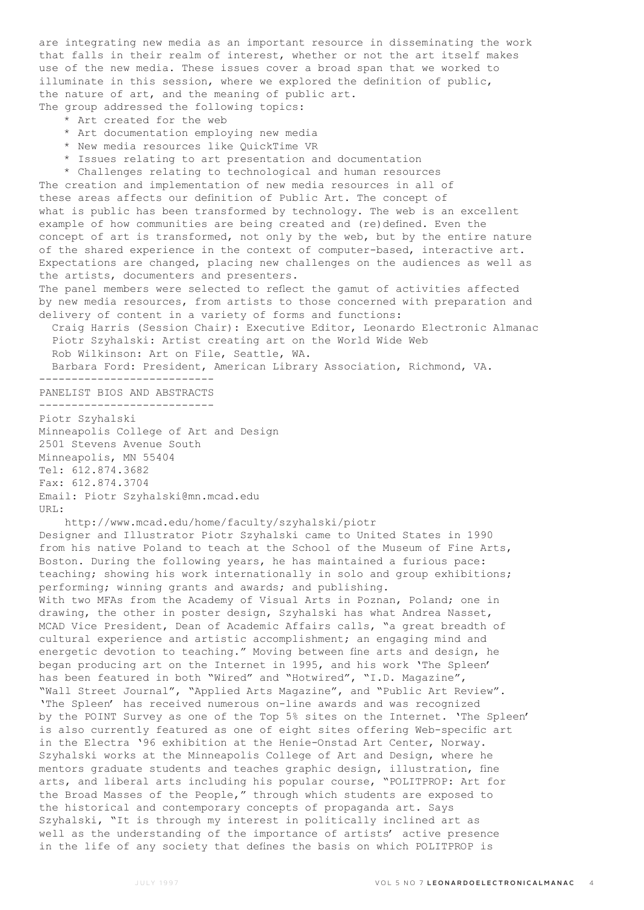are integrating new media as an important resource in disseminating the work that falls in their realm of interest, whether or not the art itself makes use of the new media. These issues cover a broad span that we worked to illuminate in this session, where we explored the definition of public, the nature of art, and the meaning of public art.

The group addressed the following topics:

* Art created for the web
* Art documentation employing new media
* New media resources like QuickTime VR
* Issues relating to art presentation and documentation
* Challenges relating to technological and human resources

The creation and implementation of new media resources in all of these areas affects our definition of Public Art. The concept of what is public has been transformed by technology. The web is an excellent example of how communities are being created and (re)defined. Even the concept of art is transformed, not only by the web, but by the entire nature of the shared experience in the context of computer-based, interactive art. Expectations are changed, placing new challenges on the audiences as well as the artists, documenters and presenters.

The panel members were selected to reflect the gamut of activities affected by new media resources, from artists to those concerned with preparation and delivery of content in a variety of forms and functions:

Craig Harris (Session Chair): Executive Editor, Leonardo Electronic Almanac
Piotr Szyhalski: Artist creating art on the World Wide Web
Rob Wilkinson: Art on File, Seattle, WA.
Barbara Ford: President, American Library Association, Richmond, VA.

---------------------------

## PANELIST BIOS AND ABSTRACTS

---------------------------

Piotr Szyhalski
Minneapolis College of Art and Design
2501 Stevens Avenue South
Minneapolis, MN 55404
Tel: 612.874.3682
Fax: 612.874.3704
Email: Piotr Szyhalski@mn.mcad.edu
URL:
http://www.mcad.edu/home/faculty/szyhalski/piotr

Designer and Illustrator Piotr Szyhalski came to United States in 1990 from his native Poland to teach at the School of the Museum of Fine Arts, Boston. During the following years, he has maintained a furious pace: teaching; showing his work internationally in solo and group exhibitions; performing; winning grants and awards; and publishing.

With two MFAs from the Academy of Visual Arts in Poznan, Poland; one in drawing, the other in poster design, Szyhalski has what Andrea Nasset, MCAD Vice President, Dean of Academic Affairs calls, "a great breadth of cultural experience and artistic accomplishment; an engaging mind and energetic devotion to teaching." Moving between fine arts and design, he began producing art on the Internet in 1995, and his work 'The Spleen' has been featured in both "Wired" and "Hotwired", "I.D. Magazine", "Wall Street Journal", "Applied Arts Magazine", and "Public Art Review". 'The Spleen' has received numerous on-line awards and was recognized by the POINT Survey as one of the Top 5% sites on the Internet. 'The Spleen' is also currently featured as one of eight sites offering Web-specific art in the Electra '96 exhibition at the Henie-Onstad Art Center, Norway.

Szyhalski works at the Minneapolis College of Art and Design, where he mentors graduate students and teaches graphic design, illustration, fine arts, and liberal arts including his popular course, "POLITPROP: Art for the Broad Masses of the People," through which students are exposed to the historical and contemporary concepts of propaganda art. Says Szyhalski, "It is through my interest in politically inclined art as well as the understanding of the importance of artists' active presence in the life of any society that defines the basis on which POLITPROP is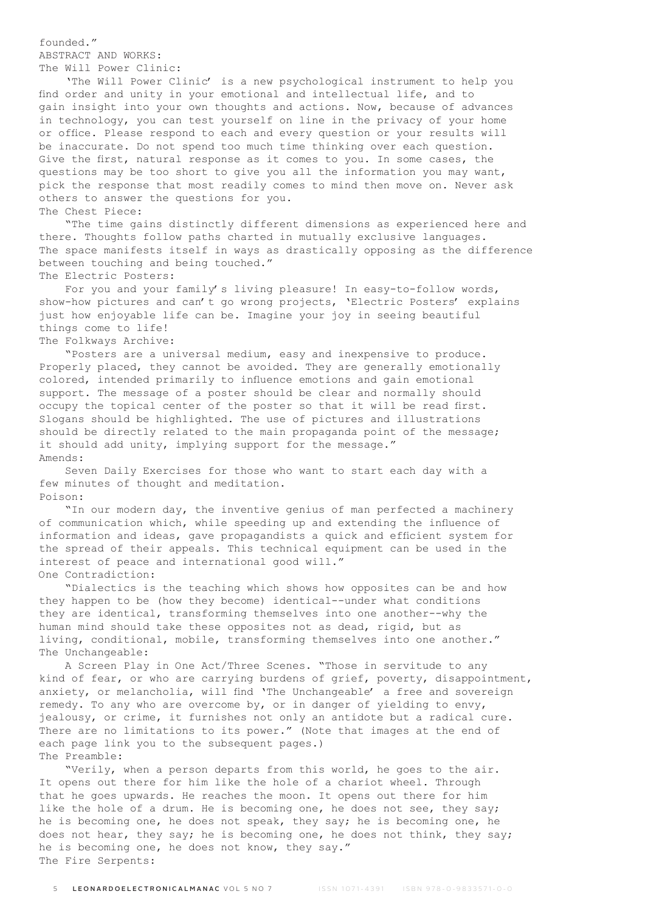founded."

ABSTRACT AND WORKS:

The Will Power Clinic:

'The Will Power Clinic' is a new psychological instrument to help you find order and unity in your emotional and intellectual life, and to gain insight into your own thoughts and actions. Now, because of advances in technology, you can test yourself on line in the privacy of your home or office. Please respond to each and every question or your results will be inaccurate. Do not spend too much time thinking over each question. Give the first, natural response as it comes to you. In some cases, the questions may be too short to give you all the information you may want, pick the response that most readily comes to mind then move on. Never ask others to answer the questions for you.

The Chest Piece:

"The time gains distinctly different dimensions as experienced here and there. Thoughts follow paths charted in mutually exclusive languages. The space manifests itself in ways as drastically opposing as the difference between touching and being touched."

The Electric Posters:

For you and your family's living pleasure! In easy-to-follow words, show-how pictures and can't go wrong projects, 'Electric Posters' explains just how enjoyable life can be. Imagine your joy in seeing beautiful things come to life!

The Folkways Archive:

"Posters are a universal medium, easy and inexpensive to produce. Properly placed, they cannot be avoided. They are generally emotionally colored, intended primarily to influence emotions and gain emotional support. The message of a poster should be clear and normally should occupy the topical center of the poster so that it will be read first. Slogans should be highlighted. The use of pictures and illustrations should be directly related to the main propaganda point of the message; it should add unity, implying support for the message."

Amends:

Seven Daily Exercises for those who want to start each day with a few minutes of thought and meditation.

Poison:

"In our modern day, the inventive genius of man perfected a machinery of communication which, while speeding up and extending the influence of information and ideas, gave propagandists a quick and efficient system for the spread of their appeals. This technical equipment can be used in the interest of peace and international good will."

One Contradiction:

"Dialectics is the teaching which shows how opposites can be and how they happen to be (how they become) identical--under what conditions they are identical, transforming themselves into one another--why the human mind should take these opposites not as dead, rigid, but as living, conditional, mobile, transforming themselves into one another."

The Unchangeable:

A Screen Play in One Act/Three Scenes. "Those in servitude to any kind of fear, or who are carrying burdens of grief, poverty, disappointment, anxiety, or melancholia, will find 'The Unchangeable' a free and sovereign remedy. To any who are overcome by, or in danger of yielding to envy, jealousy, or crime, it furnishes not only an antidote but a radical cure. There are no limitations to its power." (Note that images at the end of each page link you to the subsequent pages.)

The Preamble:

"Verily, when a person departs from this world, he goes to the air. It opens out there for him like the hole of a chariot wheel. Through that he goes upwards. He reaches the moon. It opens out there for him like the hole of a drum. He is becoming one, he does not see, they say; he is becoming one, he does not speak, they say; he is becoming one, he does not hear, they say; he is becoming one, he does not think, they say; he is becoming one, he does not know, they say."

The Fire Serpents: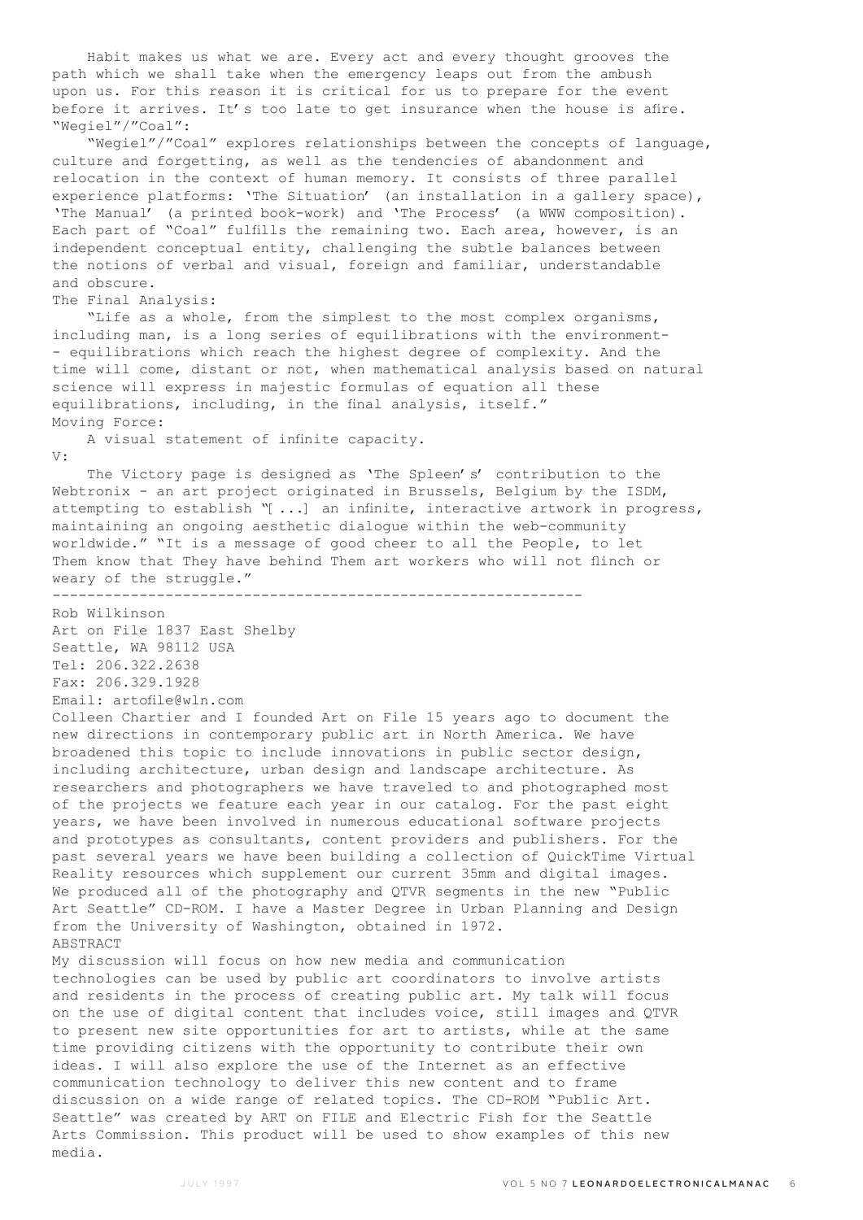Habit makes us what we are. Every act and every thought grooves the path which we shall take when the emergency leaps out from the ambush upon us. For this reason it is critical for us to prepare for the event before it arrives. It's too late to get insurance when the house is afire.

"Wegiel"/"Coal":

"Wegiel"/"Coal" explores relationships between the concepts of language, culture and forgetting, as well as the tendencies of abandonment and relocation in the context of human memory. It consists of three parallel experience platforms: 'The Situation' (an installation in a gallery space), 'The Manual' (a printed book-work) and 'The Process' (a WWW composition). Each part of "Coal" fulfills the remaining two. Each area, however, is an independent conceptual entity, challenging the subtle balances between the notions of verbal and visual, foreign and familiar, understandable and obscure.

The Final Analysis:

"Life as a whole, from the simplest to the most complex organisms, including man, is a long series of equilibrations with the environment-- equilibrations which reach the highest degree of complexity. And the time will come, distant or not, when mathematical analysis based on natural science will express in majestic formulas of equation all these equilibrations, including, in the final analysis, itself."

Moving Force:

A visual statement of infinite capacity.

V:

The Victory page is designed as 'The Spleen's' contribution to the Webtronix - an art project originated in Brussels, Belgium by the ISDM, attempting to establish "[...] an infinite, interactive artwork in progress, maintaining an ongoing aesthetic dialogue within the web-community worldwide." "It is a message of good cheer to all the People, to let Them know that They have behind Them art workers who will not flinch or weary of the struggle."

---

Rob Wilkinson
Art on File 1837 East Shelby
Seattle, WA 98112 USA
Tel: 206.322.2638
Fax: 206.329.1928
Email: artofile@wln.com

Colleen Chartier and I founded Art on File 15 years ago to document the new directions in contemporary public art in North America. We have broadened this topic to include innovations in public sector design, including architecture, urban design and landscape architecture. As researchers and photographers we have traveled to and photographed most of the projects we feature each year in our catalog. For the past eight years, we have been involved in numerous educational software projects and prototypes as consultants, content providers and publishers. For the past several years we have been building a collection of QuickTime Virtual Reality resources which supplement our current 35mm and digital images. We produced all of the photography and QTVR segments in the new "Public Art Seattle" CD-ROM. I have a Master Degree in Urban Planning and Design from the University of Washington, obtained in 1972.

ABSTRACT

My discussion will focus on how new media and communication technologies can be used by public art coordinators to involve artists and residents in the process of creating public art. My talk will focus on the use of digital content that includes voice, still images and QTVR to present new site opportunities for art to artists, while at the same time providing citizens with the opportunity to contribute their own ideas. I will also explore the use of the Internet as an effective communication technology to deliver this new content and to frame discussion on a wide range of related topics. The CD-ROM "Public Art. Seattle" was created by ART on FILE and Electric Fish for the Seattle Arts Commission. This product will be used to show examples of this new media.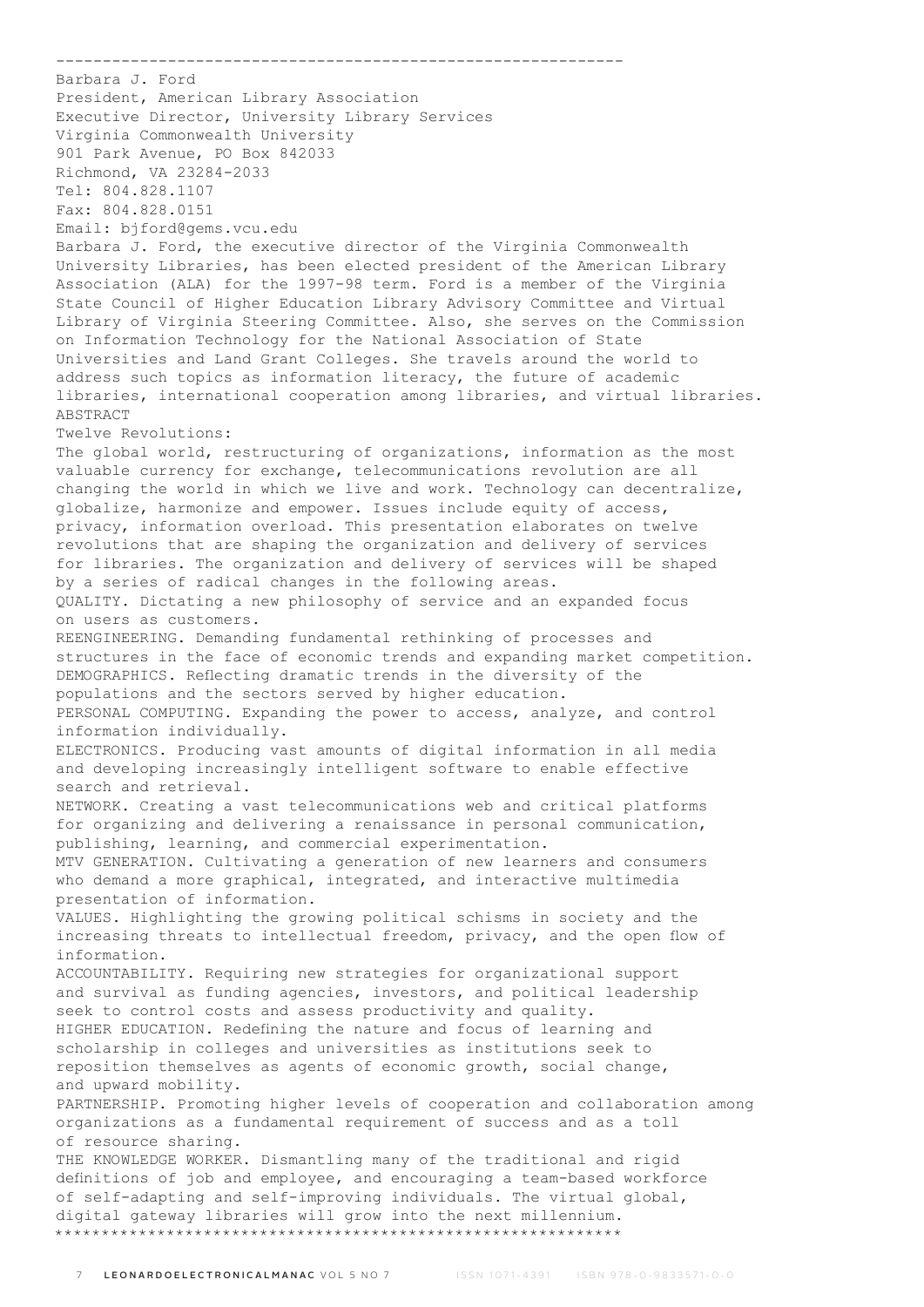-------------------------------------------------------------

Barbara J. Ford
President, American Library Association
Executive Director, University Library Services
Virginia Commonwealth University
901 Park Avenue, PO Box 842033
Richmond, VA 23284-2033
Tel: 804.828.1107
Fax: 804.828.0151
Email: bjford@gems.vcu.edu

Barbara J. Ford, the executive director of the Virginia Commonwealth University Libraries, has been elected president of the American Library Association (ALA) for the 1997-98 term. Ford is a member of the Virginia State Council of Higher Education Library Advisory Committee and Virtual Library of Virginia Steering Committee. Also, she serves on the Commission on Information Technology for the National Association of State Universities and Land Grant Colleges. She travels around the world to address such topics as information literacy, the future of academic libraries, international cooperation among libraries, and virtual libraries.

ABSTRACT

Twelve Revolutions:

The global world, restructuring of organizations, information as the most valuable currency for exchange, telecommunications revolution are all changing the world in which we live and work. Technology can decentralize, globalize, harmonize and empower. Issues include equity of access, privacy, information overload. This presentation elaborates on twelve revolutions that are shaping the organization and delivery of services for libraries. The organization and delivery of services will be shaped by a series of radical changes in the following areas.

QUALITY. Dictating a new philosophy of service and an expanded focus on users as customers.

REENGINEERING. Demanding fundamental rethinking of processes and structures in the face of economic trends and expanding market competition.

DEMOGRAPHICS. Reflecting dramatic trends in the diversity of the populations and the sectors served by higher education.

PERSONAL COMPUTING. Expanding the power to access, analyze, and control information individually.

ELECTRONICS. Producing vast amounts of digital information in all media and developing increasingly intelligent software to enable effective search and retrieval.

NETWORK. Creating a vast telecommunications web and critical platforms for organizing and delivering a renaissance in personal communication, publishing, learning, and commercial experimentation.

MTV GENERATION. Cultivating a generation of new learners and consumers who demand a more graphical, integrated, and interactive multimedia presentation of information.

VALUES. Highlighting the growing political schisms in society and the increasing threats to intellectual freedom, privacy, and the open flow of information.

ACCOUNTABILITY. Requiring new strategies for organizational support and survival as funding agencies, investors, and political leadership seek to control costs and assess productivity and quality.

HIGHER EDUCATION. Redefining the nature and focus of learning and scholarship in colleges and universities as institutions seek to reposition themselves as agents of economic growth, social change, and upward mobility.

PARTNERSHIP. Promoting higher levels of cooperation and collaboration among organizations as a fundamental requirement of success and as a toll of resource sharing.

THE KNOWLEDGE WORKER. Dismantling many of the traditional and rigid definitions of job and employee, and encouraging a team-based workforce of self-adapting and self-improving individuals. The virtual global, digital gateway libraries will grow into the next millennium.

*************************************************************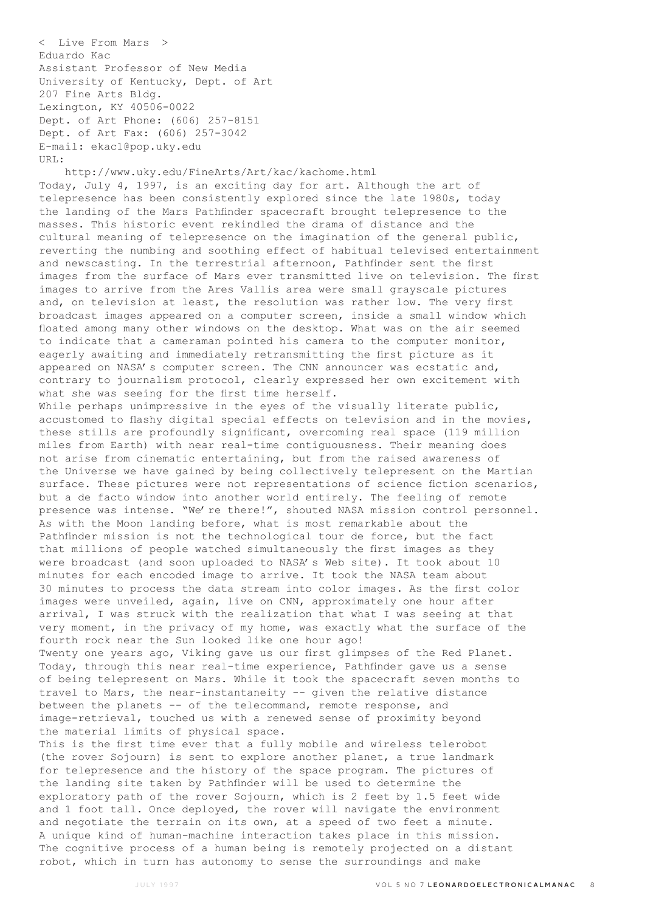# < Live From Mars >

Eduardo Kac
Assistant Professor of New Media
University of Kentucky, Dept. of Art
207 Fine Arts Bldg.
Lexington, KY 40506-0022
Dept. of Art Phone: (606) 257-8151
Dept. of Art Fax: (606) 257-3042
E-mail: ekac1@pop.uky.edu
URL:
http://www.uky.edu/FineArts/Art/kac/kachome.html

Today, July 4, 1997, is an exciting day for art. Although the art of telepresence has been consistently explored since the late 1980s, today the landing of the Mars Pathfinder spacecraft brought telepresence to the masses. This historic event rekindled the drama of distance and the cultural meaning of telepresence on the imagination of the general public, reverting the numbing and soothing effect of habitual televised entertainment and newscasting. In the terrestrial afternoon, Pathfinder sent the first images from the surface of Mars ever transmitted live on television. The first images to arrive from the Ares Vallis area were small grayscale pictures and, on television at least, the resolution was rather low. The very first broadcast images appeared on a computer screen, inside a small window which floated among many other windows on the desktop. What was on the air seemed to indicate that a cameraman pointed his camera to the computer monitor, eagerly awaiting and immediately retransmitting the first picture as it appeared on NASA's computer screen. The CNN announcer was ecstatic and, contrary to journalism protocol, clearly expressed her own excitement with what she was seeing for the first time herself.

While perhaps unimpressive in the eyes of the visually literate public, accustomed to flashy digital special effects on television and in the movies, these stills are profoundly significant, overcoming real space (119 million miles from Earth) with near real-time contiguousness. Their meaning does not arise from cinematic entertaining, but from the raised awareness of the Universe we have gained by being collectively telepresent on the Martian surface. These pictures were not representations of science fiction scenarios, but a de facto window into another world entirely. The feeling of remote presence was intense. "We're there!", shouted NASA mission control personnel. As with the Moon landing before, what is most remarkable about the Pathfinder mission is not the technological tour de force, but the fact that millions of people watched simultaneously the first images as they were broadcast (and soon uploaded to NASA's Web site). It took about 10 minutes for each encoded image to arrive. It took the NASA team about 30 minutes to process the data stream into color images. As the first color images were unveiled, again, live on CNN, approximately one hour after arrival, I was struck with the realization that what I was seeing at that very moment, in the privacy of my home, was exactly what the surface of the fourth rock near the Sun looked like one hour ago!

Twenty one years ago, Viking gave us our first glimpses of the Red Planet. Today, through this near real-time experience, Pathfinder gave us a sense of being telepresent on Mars. While it took the spacecraft seven months to travel to Mars, the near-instantaneity -- given the relative distance between the planets -- of the telecommand, remote response, and image-retrieval, touched us with a renewed sense of proximity beyond the material limits of physical space.

This is the first time ever that a fully mobile and wireless telerobot (the rover Sojourn) is sent to explore another planet, a true landmark for telepresence and the history of the space program. The pictures of the landing site taken by Pathfinder will be used to determine the exploratory path of the rover Sojourn, which is 2 feet by 1.5 feet wide and 1 foot tall. Once deployed, the rover will navigate the environment and negotiate the terrain on its own, at a speed of two feet a minute. A unique kind of human-machine interaction takes place in this mission. The cognitive process of a human being is remotely projected on a distant robot, which in turn has autonomy to sense the surroundings and make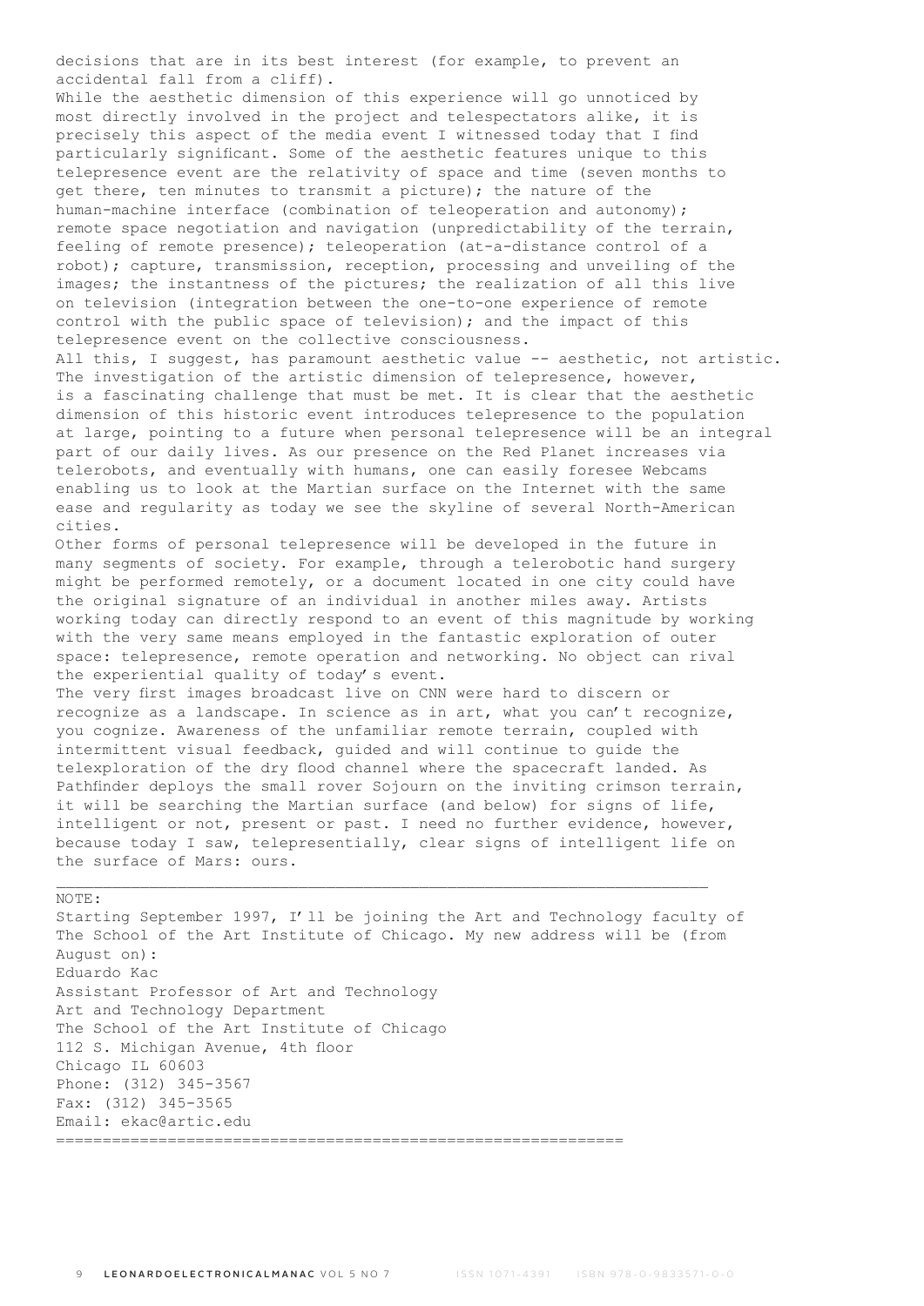decisions that are in its best interest (for example, to prevent an accidental fall from a cliff).

While the aesthetic dimension of this experience will go unnoticed by most directly involved in the project and telespectators alike, it is precisely this aspect of the media event I witnessed today that I find particularly significant. Some of the aesthetic features unique to this telepresence event are the relativity of space and time (seven months to get there, ten minutes to transmit a picture); the nature of the human-machine interface (combination of teleoperation and autonomy); remote space negotiation and navigation (unpredictability of the terrain, feeling of remote presence); teleoperation (at-a-distance control of a robot); capture, transmission, reception, processing and unveiling of the images; the instantness of the pictures; the realization of all this live on television (integration between the one-to-one experience of remote control with the public space of television); and the impact of this telepresence event on the collective consciousness.

All this, I suggest, has paramount aesthetic value -- aesthetic, not artistic. The investigation of the artistic dimension of telepresence, however, is a fascinating challenge that must be met. It is clear that the aesthetic dimension of this historic event introduces telepresence to the population at large, pointing to a future when personal telepresence will be an integral part of our daily lives. As our presence on the Red Planet increases via telerobots, and eventually with humans, one can easily foresee Webcams enabling us to look at the Martian surface on the Internet with the same ease and regularity as today we see the skyline of several North-American cities.

Other forms of personal telepresence will be developed in the future in many segments of society. For example, through a telerobotic hand surgery might be performed remotely, or a document located in one city could have the original signature of an individual in another miles away. Artists working today can directly respond to an event of this magnitude by working with the very same means employed in the fantastic exploration of outer space: telepresence, remote operation and networking. No object can rival the experiential quality of today's event.

The very first images broadcast live on CNN were hard to discern or recognize as a landscape. In science as in art, what you can't recognize, you cognize. Awareness of the unfamiliar remote terrain, coupled with intermittent visual feedback, guided and will continue to guide the telexploration of the dry flood channel where the spacecraft landed. As Pathfinder deploys the small rover Sojourn on the inviting crimson terrain, it will be searching the Martian surface (and below) for signs of life, intelligent or not, present or past. I need no further evidence, however, because today I saw, telepresentially, clear signs of intelligent life on the surface of Mars: ours.

---

NOTE:
Starting September 1997, I'll be joining the Art and Technology faculty of The School of the Art Institute of Chicago. My new address will be (from August on):
Eduardo Kac
Assistant Professor of Art and Technology
Art and Technology Department
The School of the Art Institute of Chicago
112 S. Michigan Avenue, 4th floor
Chicago IL 60603
Phone: (312) 345-3567
Fax: (312) 345-3565
Email: ekac@artic.edu

===========================================================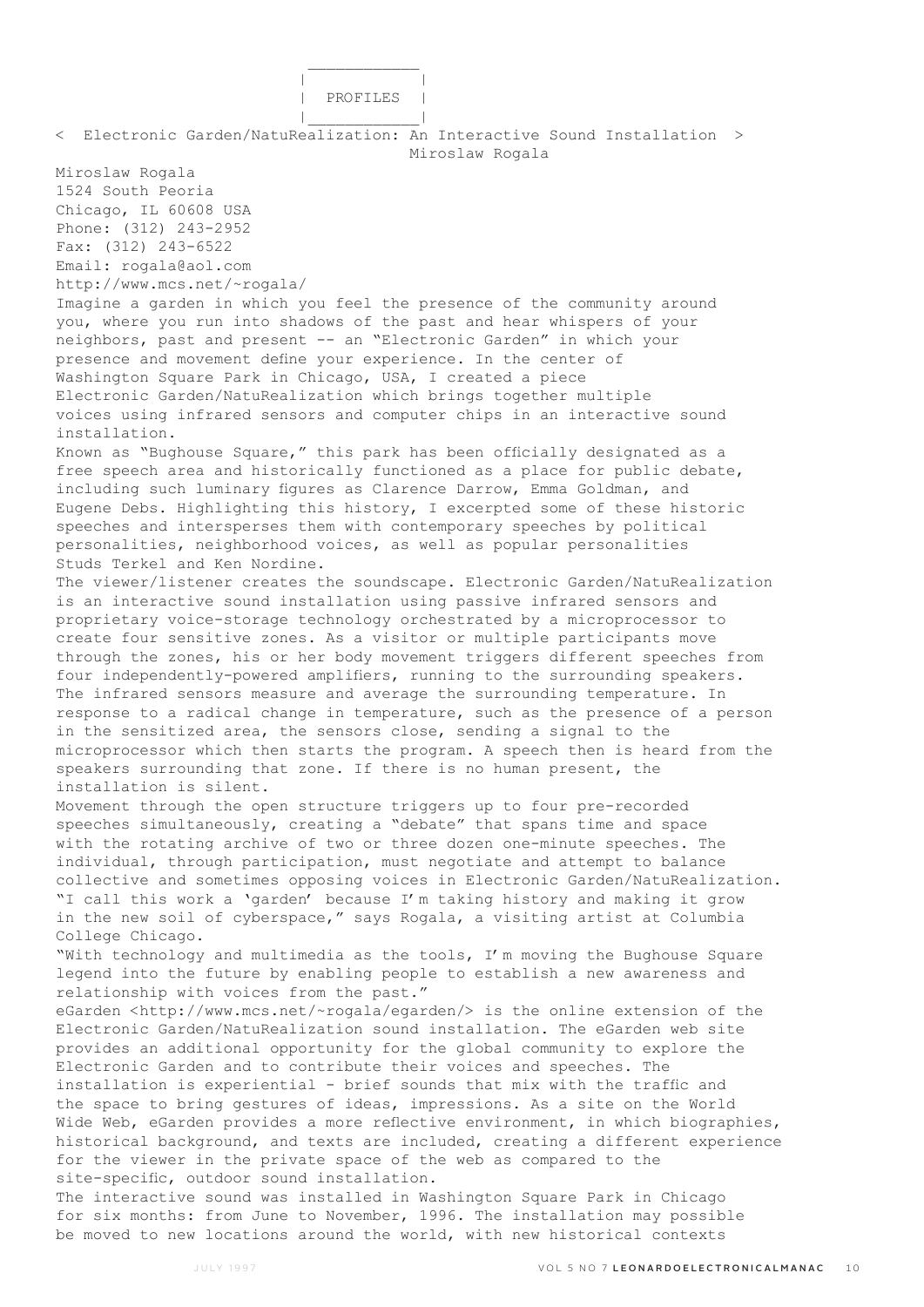## PROFILES

### < Electronic Garden/NatuRealization: An Interactive Sound Installation >

Miroslaw Rogala

Miroslaw Rogala
1524 South Peoria
Chicago, IL 60608 USA
Phone: (312) 243-2952
Fax: (312) 243-6522
Email: rogala@aol.com
http://www.mcs.net/~rogala/

Imagine a garden in which you feel the presence of the community around you, where you run into shadows of the past and hear whispers of your neighbors, past and present -- an "Electronic Garden" in which your presence and movement define your experience. In the center of Washington Square Park in Chicago, USA, I created a piece Electronic Garden/NatuRealization which brings together multiple voices using infrared sensors and computer chips in an interactive sound installation.

Known as "Bughouse Square," this park has been officially designated as a free speech area and historically functioned as a place for public debate, including such luminary figures as Clarence Darrow, Emma Goldman, and Eugene Debs. Highlighting this history, I excerpted some of these historic speeches and intersperses them with contemporary speeches by political personalities, neighborhood voices, as well as popular personalities Studs Terkel and Ken Nordine.

The viewer/listener creates the soundscape. Electronic Garden/NatuRealization is an interactive sound installation using passive infrared sensors and proprietary voice-storage technology orchestrated by a microprocessor to create four sensitive zones. As a visitor or multiple participants move through the zones, his or her body movement triggers different speeches from four independently-powered amplifiers, running to the surrounding speakers. The infrared sensors measure and average the surrounding temperature. In response to a radical change in temperature, such as the presence of a person in the sensitized area, the sensors close, sending a signal to the microprocessor which then starts the program. A speech then is heard from the speakers surrounding that zone. If there is no human present, the installation is silent.

Movement through the open structure triggers up to four pre-recorded speeches simultaneously, creating a "debate" that spans time and space with the rotating archive of two or three dozen one-minute speeches. The individual, through participation, must negotiate and attempt to balance collective and sometimes opposing voices in Electronic Garden/NatuRealization.

"I call this work a 'garden' because I'm taking history and making it grow in the new soil of cyberspace," says Rogala, a visiting artist at Columbia College Chicago.

"With technology and multimedia as the tools, I'm moving the Bughouse Square legend into the future by enabling people to establish a new awareness and relationship with voices from the past."

eGarden <http://www.mcs.net/~rogala/egarden/> is the online extension of the Electronic Garden/NatuRealization sound installation. The eGarden web site provides an additional opportunity for the global community to explore the Electronic Garden and to contribute their voices and speeches. The installation is experiential - brief sounds that mix with the traffic and the space to bring gestures of ideas, impressions. As a site on the World Wide Web, eGarden provides a more reflective environment, in which biographies, historical background, and texts are included, creating a different experience for the viewer in the private space of the web as compared to the site-specific, outdoor sound installation.

The interactive sound was installed in Washington Square Park in Chicago for six months: from June to November, 1996. The installation may possible be moved to new locations around the world, with new historical contexts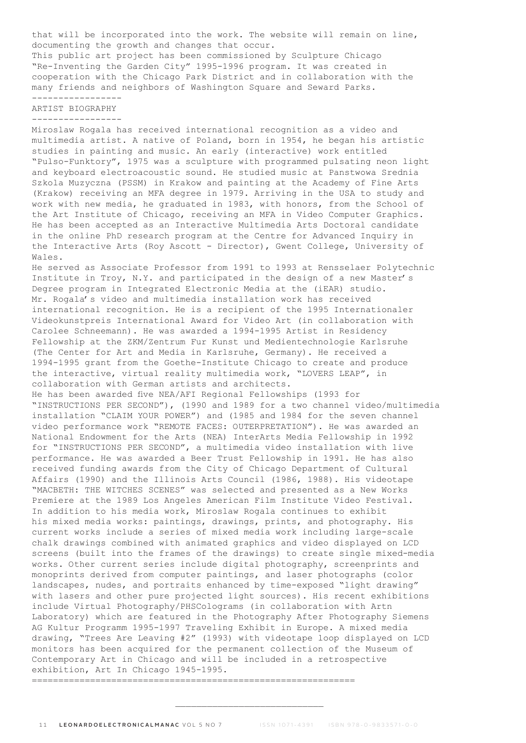that will be incorporated into the work. The website will remain on line, documenting the growth and changes that occur.

This public art project has been commissioned by Sculpture Chicago "Re-Inventing the Garden City" 1995-1996 program. It was created in cooperation with the Chicago Park District and in collaboration with the many friends and neighbors of Washington Square and Seward Parks.

-----------------

## ARTIST BIOGRAPHY

-----------------

Miroslaw Rogala has received international recognition as a video and multimedia artist. A native of Poland, born in 1954, he began his artistic studies in painting and music. An early (interactive) work entitled "Pulso-Funktory", 1975 was a sculpture with programmed pulsating neon light and keyboard electroacoustic sound. He studied music at Panstwowa Srednia Szkola Muzyczna (PSSM) in Krakow and painting at the Academy of Fine Arts (Krakow) receiving an MFA degree in 1979. Arriving in the USA to study and work with new media, he graduated in 1983, with honors, from the School of the Art Institute of Chicago, receiving an MFA in Video Computer Graphics. He has been accepted as an Interactive Multimedia Arts Doctoral candidate in the online PhD research program at the Centre for Advanced Inquiry in the Interactive Arts (Roy Ascott - Director), Gwent College, University of Wales.

He served as Associate Professor from 1991 to 1993 at Rensselaer Polytechnic Institute in Troy, N.Y. and participated in the design of a new Master's Degree program in Integrated Electronic Media at the (iEAR) studio.

Mr. Rogala's video and multimedia installation work has received international recognition. He is a recipient of the 1995 Internationaler Videokunstpreis International Award for Video Art (in collaboration with Carolee Schneemann). He was awarded a 1994-1995 Artist in Residency Fellowship at the ZKM/Zentrum Fur Kunst und Medientechnologie Karlsruhe (The Center for Art and Media in Karlsruhe, Germany). He received a 1994-1995 grant from the Goethe-Institute Chicago to create and produce the interactive, virtual reality multimedia work, "LOVERS LEAP", in collaboration with German artists and architects.

He has been awarded five NEA/AFI Regional Fellowships (1993 for "INSTRUCTIONS PER SECOND"), (1990 and 1989 for a two channel video/multimedia installation "CLAIM YOUR POWER") and (1985 and 1984 for the seven channel video performance work "REMOTE FACES: OUTERPRETATION"). He was awarded an National Endowment for the Arts (NEA) InterArts Media Fellowship in 1992 for "INSTRUCTIONS PER SECOND", a multimedia video installation with live performance. He was awarded a Beer Trust Fellowship in 1991. He has also received funding awards from the City of Chicago Department of Cultural Affairs (1990) and the Illinois Arts Council (1986, 1988). His videotape "MACBETH: THE WITCHES SCENES" was selected and presented as a New Works Premiere at the 1989 Los Angeles American Film Institute Video Festival.

In addition to his media work, Miroslaw Rogala continues to exhibit his mixed media works: paintings, drawings, prints, and photography. His current works include a series of mixed media work including large-scale chalk drawings combined with animated graphics and video displayed on LCD screens (built into the frames of the drawings) to create single mixed-media works. Other current series include digital photography, screenprints and monoprints derived from computer paintings, and laser photographs (color landscapes, nudes, and portraits enhanced by time-exposed "light drawing" with lasers and other pure projected light sources). His recent exhibitions include Virtual Photography/PHSColograms (in collaboration with Artn Laboratory) which are featured in the Photography After Photography Siemens AG Kultur Programm 1995-1997 Traveling Exhibit in Europe. A mixed media drawing, "Trees Are Leaving #2" (1993) with videotape loop displayed on LCD monitors has been acquired for the permanent collection of the Museum of Contemporary Art in Chicago and will be included in a retrospective exhibition, Art In Chicago 1945-1995.

==============================================================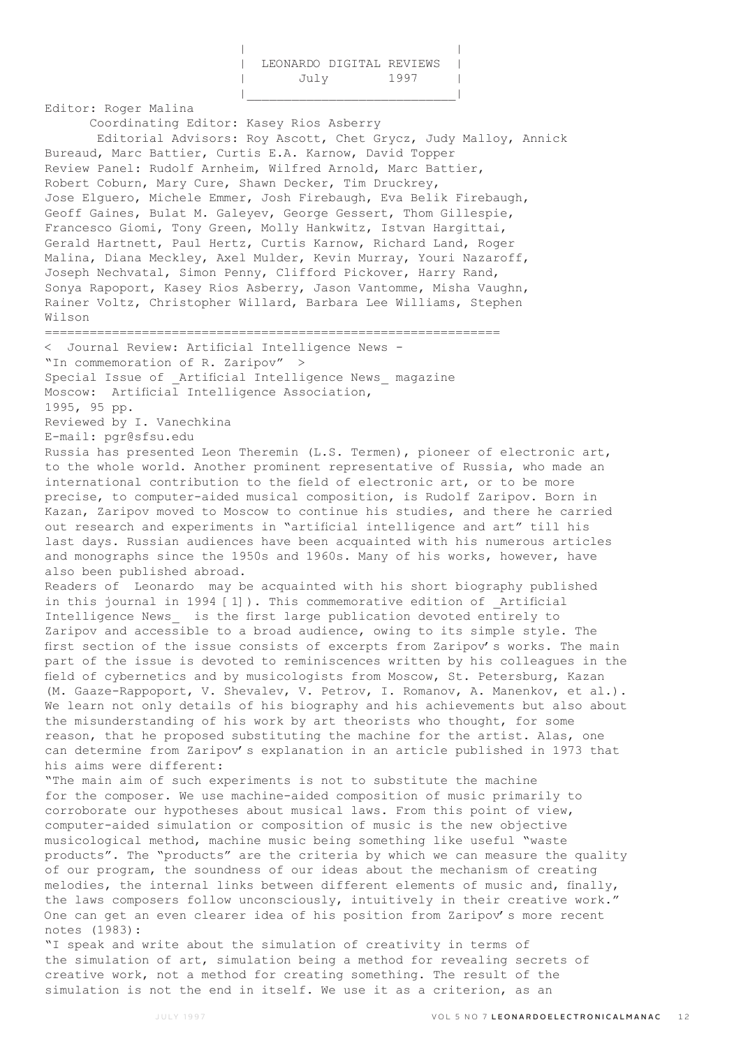LEONARDO DIGITAL REVIEWS
July 1997

Editor: Roger Malina

Coordinating Editor: Kasey Rios Asberry

Editorial Advisors: Roy Ascott, Chet Grycz, Judy Malloy, Annick Bureaud, Marc Battier, Curtis E.A. Karnow, David Topper

Review Panel: Rudolf Arnheim, Wilfred Arnold, Marc Battier, Robert Coburn, Mary Cure, Shawn Decker, Tim Druckrey, Jose Elguero, Michele Emmer, Josh Firebaugh, Eva Belik Firebaugh, Geoff Gaines, Bulat M. Galeyev, George Gessert, Thom Gillespie, Francesco Giomi, Tony Green, Molly Hankwitz, Istvan Hargittai, Gerald Hartnett, Paul Hertz, Curtis Karnow, Richard Land, Roger Malina, Diana Meckley, Axel Mulder, Kevin Murray, Youri Nazaroff, Joseph Nechvatal, Simon Penny, Clifford Pickover, Harry Rand, Sonya Rapoport, Kasey Rios Asberry, Jason Vantomme, Misha Vaughn, Rainer Voltz, Christopher Willard, Barbara Lee Williams, Stephen Wilson

---

< Journal Review: Artificial Intelligence News - "In commemoration of R. Zaripov" >

Special Issue of _Artificial Intelligence News_ magazine

Moscow: Artificial Intelligence Association,

1995, 95 pp.

Reviewed by I. Vanechkina

E-mail: pgr@sfsu.edu

Russia has presented Leon Theremin (L.S. Termen), pioneer of electronic art, to the whole world. Another prominent representative of Russia, who made an international contribution to the field of electronic art, or to be more precise, to computer-aided musical composition, is Rudolf Zaripov. Born in Kazan, Zaripov moved to Moscow to continue his studies, and there he carried out research and experiments in "artificial intelligence and art" till his last days. Russian audiences have been acquainted with his numerous articles and monographs since the 1950s and 1960s. Many of his works, however, have also been published abroad.

Readers of Leonardo may be acquainted with his short biography published in this journal in 1994 [1]). This commemorative edition of _Artificial Intelligence News_ is the first large publication devoted entirely to Zaripov and accessible to a broad audience, owing to its simple style. The first section of the issue consists of excerpts from Zaripov's works. The main part of the issue is devoted to reminiscences written by his colleagues in the field of cybernetics and by musicologists from Moscow, St. Petersburg, Kazan (M. Gaaze-Rappoport, V. Shevalev, V. Petrov, I. Romanov, A. Manenkov, et al.). We learn not only details of his biography and his achievements but also about the misunderstanding of his work by art theorists who thought, for some reason, that he proposed substituting the machine for the artist. Alas, one can determine from Zaripov's explanation in an article published in 1973 that his aims were different:

"The main aim of such experiments is not to substitute the machine for the composer. We use machine-aided composition of music primarily to corroborate our hypotheses about musical laws. From this point of view, computer-aided simulation or composition of music is the new objective musicological method, machine music being something like useful "waste products". The "products" are the criteria by which we can measure the quality of our program, the soundness of our ideas about the mechanism of creating melodies, the internal links between different elements of music and, finally, the laws composers follow unconsciously, intuitively in their creative work."

One can get an even clearer idea of his position from Zaripov's more recent notes (1983):

"I speak and write about the simulation of creativity in terms of the simulation of art, simulation being a method for revealing secrets of creative work, not a method for creating something. The result of the simulation is not the end in itself. We use it as a criterion, as an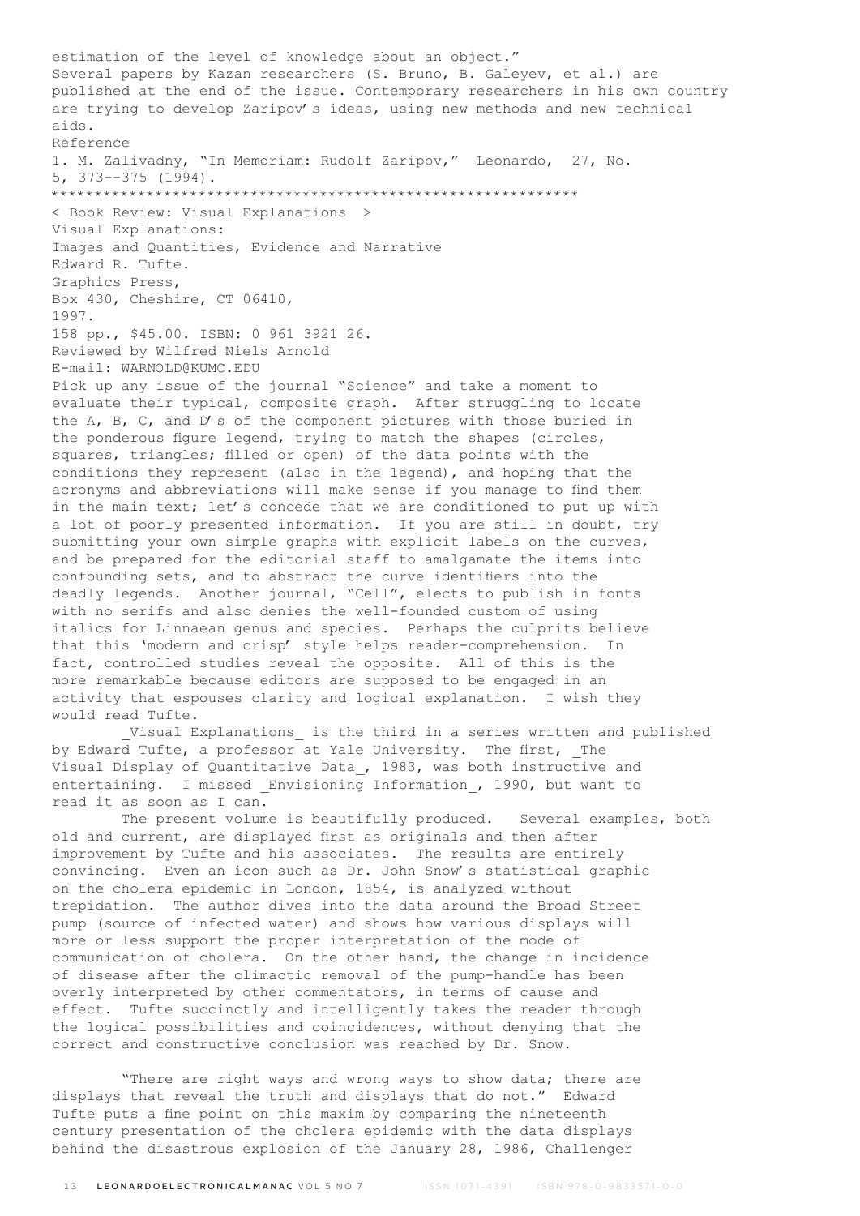estimation of the level of knowledge about an object."

Several papers by Kazan researchers (S. Bruno, B. Galeyev, et al.) are published at the end of the issue. Contemporary researchers in his own country are trying to develop Zaripov's ideas, using new methods and new technical aids.

Reference

1. M. Zalivadny, "In Memoriam: Rudolf Zaripov," Leonardo, 27, No. 5, 373--375 (1994).

************************************************************

< Book Review: Visual Explanations >

Visual Explanations:
Images and Quantities, Evidence and Narrative
Edward R. Tufte.
Graphics Press,
Box 430, Cheshire, CT 06410,
1997.
158 pp., $45.00. ISBN: 0 961 3921 26.
Reviewed by Wilfred Niels Arnold
E-mail: WARNOLD@KUMC.EDU

Pick up any issue of the journal "Science" and take a moment to evaluate their typical, composite graph. After struggling to locate the A, B, C, and D's of the component pictures with those buried in the ponderous figure legend, trying to match the shapes (circles, squares, triangles; filled or open) of the data points with the conditions they represent (also in the legend), and hoping that the acronyms and abbreviations will make sense if you manage to find them in the main text; let's concede that we are conditioned to put up with a lot of poorly presented information. If you are still in doubt, try submitting your own simple graphs with explicit labels on the curves, and be prepared for the editorial staff to amalgamate the items into confounding sets, and to abstract the curve identifiers into the deadly legends. Another journal, "Cell", elects to publish in fonts with no serifs and also denies the well-founded custom of using italics for Linnaean genus and species. Perhaps the culprits believe that this 'modern and crisp' style helps reader-comprehension. In fact, controlled studies reveal the opposite. All of this is the more remarkable because editors are supposed to be engaged in an activity that espouses clarity and logical explanation. I wish they would read Tufte.

_Visual Explanations_ is the third in a series written and published by Edward Tufte, a professor at Yale University. The first, _The Visual Display of Quantitative Data_, 1983, was both instructive and entertaining. I missed _Envisioning Information_, 1990, but want to read it as soon as I can.

The present volume is beautifully produced. Several examples, both old and current, are displayed first as originals and then after improvement by Tufte and his associates. The results are entirely convincing. Even an icon such as Dr. John Snow's statistical graphic on the cholera epidemic in London, 1854, is analyzed without trepidation. The author dives into the data around the Broad Street pump (source of infected water) and shows how various displays will more or less support the proper interpretation of the mode of communication of cholera. On the other hand, the change in incidence of disease after the climactic removal of the pump-handle has been overly interpreted by other commentators, in terms of cause and effect. Tufte succinctly and intelligently takes the reader through the logical possibilities and coincidences, without denying that the correct and constructive conclusion was reached by Dr. Snow.

"There are right ways and wrong ways to show data; there are displays that reveal the truth and displays that do not." Edward Tufte puts a fine point on this maxim by comparing the nineteenth century presentation of the cholera epidemic with the data displays behind the disastrous explosion of the January 28, 1986, Challenger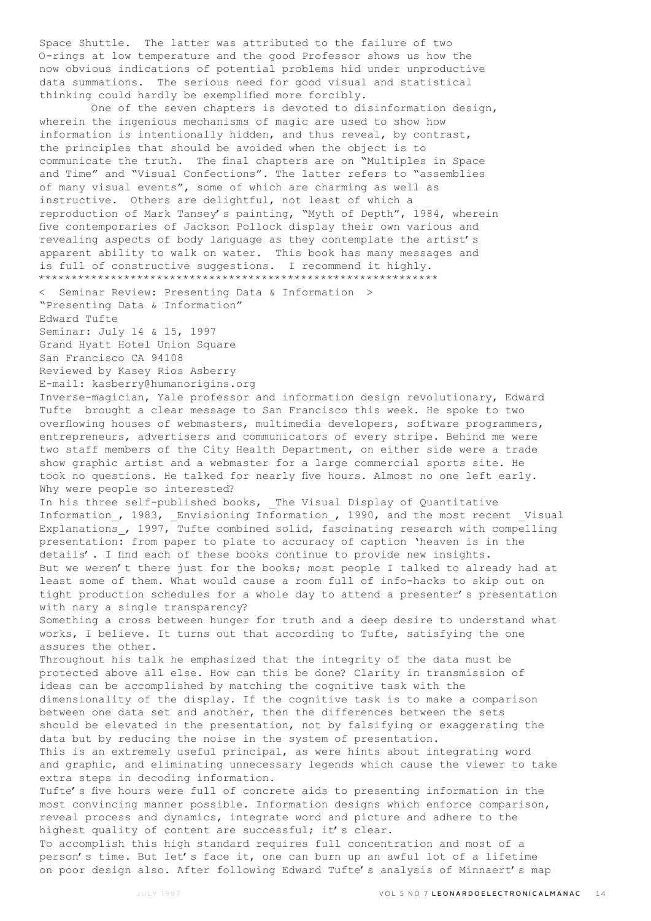Space Shuttle. The latter was attributed to the failure of two O-rings at low temperature and the good Professor shows us how the now obvious indications of potential problems hid under unproductive data summations. The serious need for good visual and statistical thinking could hardly be exemplified more forcibly.

One of the seven chapters is devoted to disinformation design, wherein the ingenious mechanisms of magic are used to show how information is intentionally hidden, and thus reveal, by contrast, the principles that should be avoided when the object is to communicate the truth. The final chapters are on "Multiples in Space and Time" and "Visual Confections". The latter refers to "assemblies of many visual events", some of which are charming as well as instructive. Others are delightful, not least of which a reproduction of Mark Tansey's painting, "Myth of Depth", 1984, wherein five contemporaries of Jackson Pollock display their own various and revealing aspects of body language as they contemplate the artist's apparent ability to walk on water. This book has many messages and is full of constructive suggestions. I recommend it highly.

************************************************************

< Seminar Review: Presenting Data & Information >

"Presenting Data & Information"
Edward Tufte
Seminar: July 14 & 15, 1997
Grand Hyatt Hotel Union Square
San Francisco CA 94108
Reviewed by Kasey Rios Asberry
E-mail: kasberry@humanorigins.org

Inverse-magician, Yale professor and information design revolutionary, Edward Tufte brought a clear message to San Francisco this week. He spoke to two overflowing houses of webmasters, multimedia developers, software programmers, entrepreneurs, advertisers and communicators of every stripe. Behind me were two staff members of the City Health Department, on either side were a trade show graphic artist and a webmaster for a large commercial sports site. He took no questions. He talked for nearly five hours. Almost no one left early. Why were people so interested?

In his three self-published books, _The Visual Display of Quantitative Information_, 1983, _Envisioning Information_, 1990, and the most recent _Visual Explanations_, 1997, Tufte combined solid, fascinating research with compelling presentation: from paper to plate to accuracy of caption 'heaven is in the details'. I find each of these books continue to provide new insights.

But we weren't there just for the books; most people I talked to already had at least some of them. What would cause a room full of info-hacks to skip out on tight production schedules for a whole day to attend a presenter's presentation with nary a single transparency?

Something a cross between hunger for truth and a deep desire to understand what works, I believe. It turns out that according to Tufte, satisfying the one assures the other.

Throughout his talk he emphasized that the integrity of the data must be protected above all else. How can this be done? Clarity in transmission of ideas can be accomplished by matching the cognitive task with the dimensionality of the display. If the cognitive task is to make a comparison between one data set and another, then the differences between the sets should be elevated in the presentation, not by falsifying or exaggerating the data but by reducing the noise in the system of presentation.

This is an extremely useful principal, as were hints about integrating word and graphic, and eliminating unnecessary legends which cause the viewer to take extra steps in decoding information.

Tufte's five hours were full of concrete aids to presenting information in the most convincing manner possible. Information designs which enforce comparison, reveal process and dynamics, integrate word and picture and adhere to the highest quality of content are successful; it's clear.

To accomplish this high standard requires full concentration and most of a person's time. But let's face it, one can burn up an awful lot of a lifetime on poor design also. After following Edward Tufte's analysis of Minnaert's map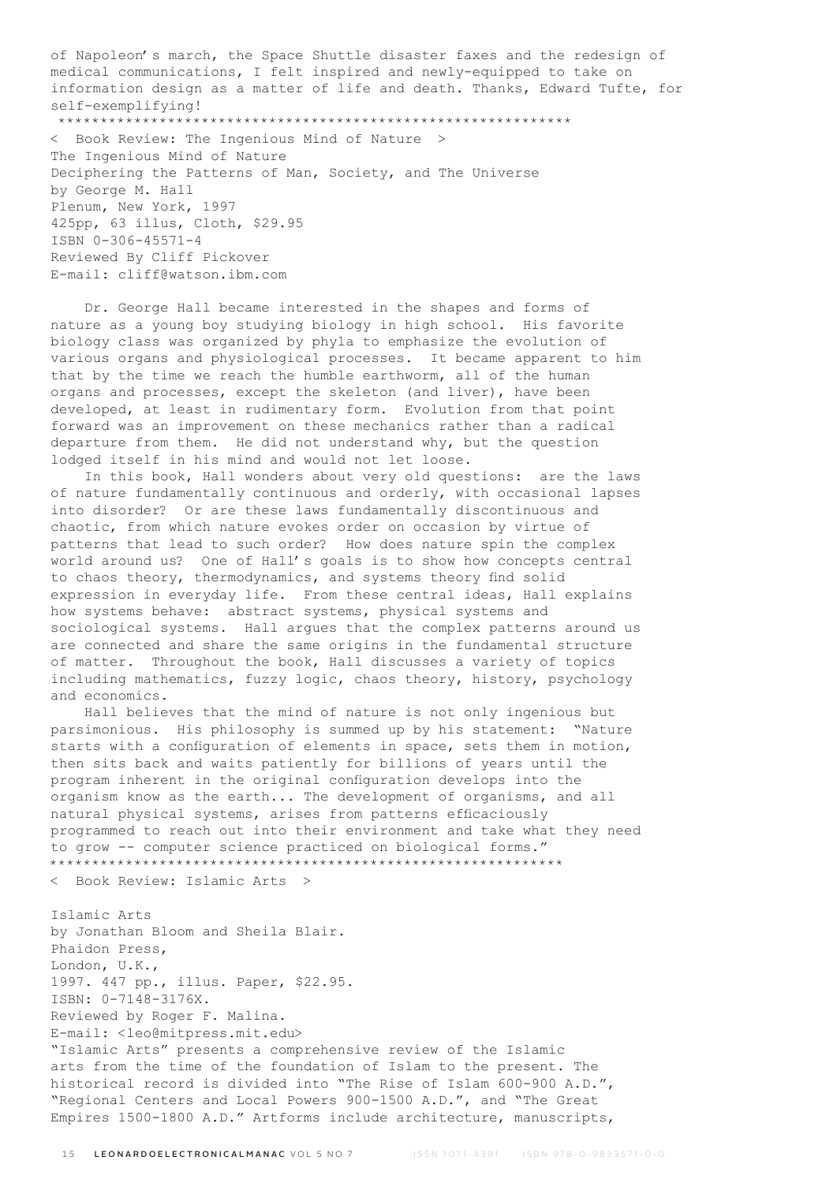of Napoleon's march, the Space Shuttle disaster faxes and the redesign of medical communications, I felt inspired and newly-equipped to take on information design as a matter of life and death. Thanks, Edward Tufte, for self-exemplifying!

*************************************************************

## < Book Review: The Ingenious Mind of Nature >

The Ingenious Mind of Nature
Deciphering the Patterns of Man, Society, and The Universe
by George M. Hall
Plenum, New York, 1997
425pp, 63 illus, Cloth, $29.95
ISBN 0-306-45571-4
Reviewed By Cliff Pickover
E-mail: cliff@watson.ibm.com

Dr. George Hall became interested in the shapes and forms of nature as a young boy studying biology in high school. His favorite biology class was organized by phyla to emphasize the evolution of various organs and physiological processes. It became apparent to him that by the time we reach the humble earthworm, all of the human organs and processes, except the skeleton (and liver), have been developed, at least in rudimentary form. Evolution from that point forward was an improvement on these mechanics rather than a radical departure from them. He did not understand why, but the question lodged itself in his mind and would not let loose.

In this book, Hall wonders about very old questions: are the laws of nature fundamentally continuous and orderly, with occasional lapses into disorder? Or are these laws fundamentally discontinuous and chaotic, from which nature evokes order on occasion by virtue of patterns that lead to such order? How does nature spin the complex world around us? One of Hall's goals is to show how concepts central to chaos theory, thermodynamics, and systems theory find solid expression in everyday life. From these central ideas, Hall explains how systems behave: abstract systems, physical systems and sociological systems. Hall argues that the complex patterns around us are connected and share the same origins in the fundamental structure of matter. Throughout the book, Hall discusses a variety of topics including mathematics, fuzzy logic, chaos theory, history, psychology and economics.

Hall believes that the mind of nature is not only ingenious but parsimonious. His philosophy is summed up by his statement: "Nature starts with a configuration of elements in space, sets them in motion, then sits back and waits patiently for billions of years until the program inherent in the original configuration develops into the organism know as the earth... The development of organisms, and all natural physical systems, arises from patterns efficaciously programmed to reach out into their environment and take what they need to grow -- computer science practiced on biological forms."

*************************************************************

## < Book Review: Islamic Arts >

Islamic Arts
by Jonathan Bloom and Sheila Blair.
Phaidon Press,
London, U.K.,
1997. 447 pp., illus. Paper, $22.95.
ISBN: 0-7148-3176X.
Reviewed by Roger F. Malina.
E-mail: <leo@mitpress.mit.edu>

"Islamic Arts" presents a comprehensive review of the Islamic arts from the time of the foundation of Islam to the present. The historical record is divided into "The Rise of Islam 600-900 A.D.", "Regional Centers and Local Powers 900-1500 A.D.", and "The Great Empires 1500-1800 A.D." Artforms include architecture, manuscripts,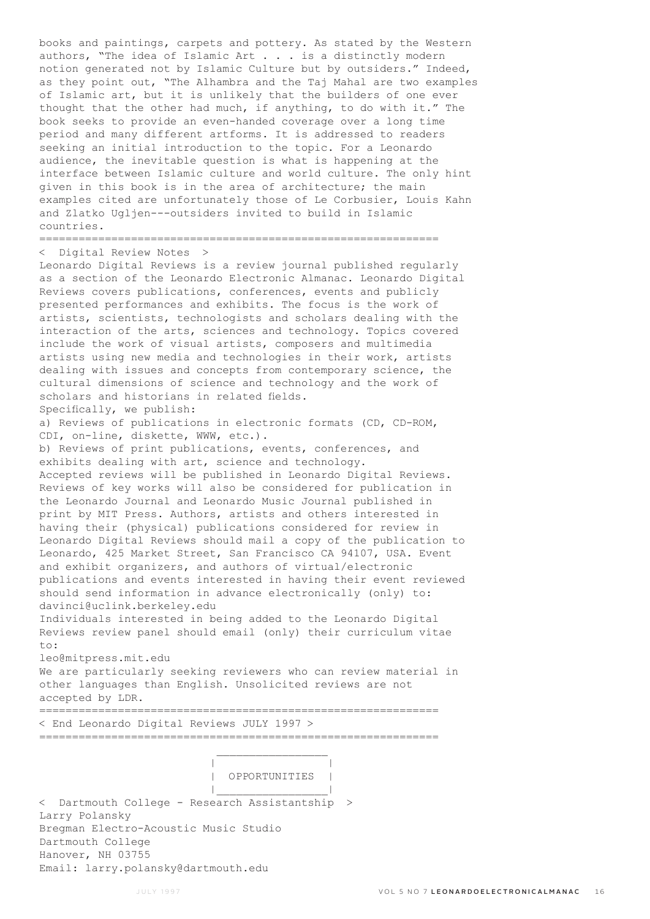books and paintings, carpets and pottery. As stated by the Western authors, "The idea of Islamic Art . . . is a distinctly modern notion generated not by Islamic Culture but by outsiders." Indeed, as they point out, "The Alhambra and the Taj Mahal are two examples of Islamic art, but it is unlikely that the builders of one ever thought that the other had much, if anything, to do with it." The book seeks to provide an even-handed coverage over a long time period and many different artforms. It is addressed to readers seeking an initial introduction to the topic. For a Leonardo audience, the inevitable question is what is happening at the interface between Islamic culture and world culture. The only hint given in this book is in the area of architecture; the main examples cited are unfortunately those of Le Corbusier, Louis Kahn and Zlatko Ugljen---outsiders invited to build in Islamic countries.

=============================================================

< Digital Review Notes >

Leonardo Digital Reviews is a review journal published regularly as a section of the Leonardo Electronic Almanac. Leonardo Digital Reviews covers publications, conferences, events and publicly presented performances and exhibits. The focus is the work of artists, scientists, technologists and scholars dealing with the interaction of the arts, sciences and technology. Topics covered include the work of visual artists, composers and multimedia artists using new media and technologies in their work, artists dealing with issues and concepts from contemporary science, the cultural dimensions of science and technology and the work of scholars and historians in related fields.

Specifically, we publish:

a) Reviews of publications in electronic formats (CD, CD-ROM, CDI, on-line, diskette, WWW, etc.).

b) Reviews of print publications, events, conferences, and exhibits dealing with art, science and technology.

Accepted reviews will be published in Leonardo Digital Reviews. Reviews of key works will also be considered for publication in the Leonardo Journal and Leonardo Music Journal published in print by MIT Press. Authors, artists and others interested in having their (physical) publications considered for review in Leonardo Digital Reviews should mail a copy of the publication to Leonardo, 425 Market Street, San Francisco CA 94107, USA. Event and exhibit organizers, and authors of virtual/electronic publications and events interested in having their event reviewed should send information in advance electronically (only) to: davinci@uclink.berkeley.edu

Individuals interested in being added to the Leonardo Digital Reviews review panel should email (only) their curriculum vitae to:

leo@mitpress.mit.edu

We are particularly seeking reviewers who can review material in other languages than English. Unsolicited reviews are not accepted by LDR.

=============================================================

< End Leonardo Digital Reviews JULY 1997 >

=============================================================

# OPPORTUNITIES

< Dartmouth College - Research Assistantship >

Larry Polansky
Bregman Electro-Acoustic Music Studio
Dartmouth College
Hanover, NH 03755
Email: larry.polansky@dartmouth.edu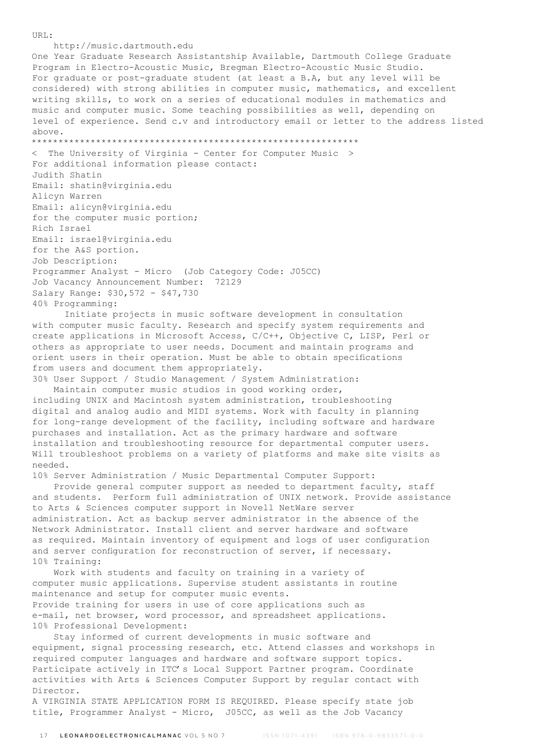URL:

http://music.dartmouth.edu

One Year Graduate Research Assistantship Available, Dartmouth College Graduate Program in Electro-Acoustic Music, Bregman Electro-Acoustic Music Studio. For graduate or post-graduate student (at least a B.A, but any level will be considered) with strong abilities in computer music, mathematics, and excellent writing skills, to work on a series of educational modules in mathematics and music and computer music. Some teaching possibilities as well, depending on level of experience. Send c.v and introductory email or letter to the address listed above.

************************************************************

< The University of Virginia - Center for Computer Music >

For additional information please contact:
Judith Shatin
Email: shatin@virginia.edu
Alicyn Warren
Email: alicyn@virginia.edu
for the computer music portion;
Rich Israel
Email: israel@virginia.edu
for the A&S portion.

Job Description:
Programmer Analyst - Micro (Job Category Code: J05CC)
Job Vacancy Announcement Number: 72129
Salary Range: $30,572 - $47,730

40% Programming:

Initiate projects in music software development in consultation with computer music faculty. Research and specify system requirements and create applications in Microsoft Access, C/C++, Objective C, LISP, Perl or others as appropriate to user needs. Document and maintain programs and orient users in their operation. Must be able to obtain specifications from users and document them appropriately.

30% User Support / Studio Management / System Administration:

Maintain computer music studios in good working order, including UNIX and Macintosh system administration, troubleshooting digital and analog audio and MIDI systems. Work with faculty in planning for long-range development of the facility, including software and hardware purchases and installation. Act as the primary hardware and software installation and troubleshooting resource for departmental computer users. Will troubleshoot problems on a variety of platforms and make site visits as needed.

10% Server Administration / Music Departmental Computer Support:

Provide general computer support as needed to department faculty, staff and students. Perform full administration of UNIX network. Provide assistance to Arts & Sciences computer support in Novell NetWare server administration. Act as backup server administrator in the absence of the Network Administrator. Install client and server hardware and software as required. Maintain inventory of equipment and logs of user configuration and server configuration for reconstruction of server, if necessary.

10% Training:

Work with students and faculty on training in a variety of computer music applications. Supervise student assistants in routine maintenance and setup for computer music events.
Provide training for users in use of core applications such as e-mail, net browser, word processor, and spreadsheet applications.

10% Professional Development:

Stay informed of current developments in music software and equipment, signal processing research, etc. Attend classes and workshops in required computer languages and hardware and software support topics. Participate actively in ITC's Local Support Partner program. Coordinate activities with Arts & Sciences Computer Support by regular contact with Director.

A VIRGINIA STATE APPLICATION FORM IS REQUIRED. Please specify state job title, Programmer Analyst - Micro, J05CC, as well as the Job Vacancy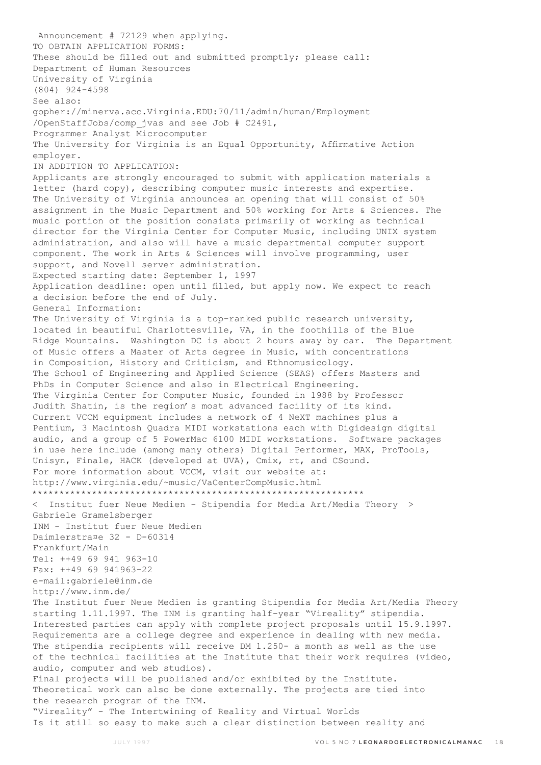Announcement # 72129 when applying.

TO OBTAIN APPLICATION FORMS:

These should be filled out and submitted promptly; please call:

Department of Human Resources
University of Virginia
(804) 924-4598

See also:
gopher://minerva.acc.Virginia.EDU:70/11/admin/human/Employment/OpenStaffJobs/comp_jvas and see Job # C2491,
Programmer Analyst Microcomputer

The University for Virginia is an Equal Opportunity, Affirmative Action employer.

IN ADDITION TO APPLICATION:

Applicants are strongly encouraged to submit with application materials a letter (hard copy), describing computer music interests and expertise.

The University of Virginia announces an opening that will consist of 50% assignment in the Music Department and 50% working for Arts & Sciences. The music portion of the position consists primarily of working as technical director for the Virginia Center for Computer Music, including UNIX system administration, and also will have a music departmental computer support component. The work in Arts & Sciences will involve programming, user support, and Novell server administration.

Expected starting date: September 1, 1997

Application deadline: open until filled, but apply now. We expect to reach a decision before the end of July.

General Information:

The University of Virginia is a top-ranked public research university, located in beautiful Charlottesville, VA, in the foothills of the Blue Ridge Mountains. Washington DC is about 2 hours away by car. The Department of Music offers a Master of Arts degree in Music, with concentrations in Composition, History and Criticism, and Ethnomusicology.

The School of Engineering and Applied Science (SEAS) offers Masters and PhDs in Computer Science and also in Electrical Engineering.

The Virginia Center for Computer Music, founded in 1988 by Professor Judith Shatin, is the region's most advanced facility of its kind. Current VCCM equipment includes a network of 4 NeXT machines plus a Pentium, 3 Macintosh Quadra MIDI workstations each with Digidesign digital audio, and a group of 5 PowerMac 6100 MIDI workstations. Software packages in use here include (among many others) Digital Performer, MAX, ProTools, Unisyn, Finale, HACK (developed at UVA), Cmix, rt, and CSound.

For more information about VCCM, visit our website at:
http://www.virginia.edu/~music/VaCenterCompMusic.html

************************************************************

< Institut fuer Neue Medien - Stipendia for Media Art/Media Theory >

Gabriele Gramelsberger
INM - Institut fuer Neue Medien
Daimlerstra¤e 32 - D-60314
Frankfurt/Main
Tel: ++49 69 941 963-10
Fax: ++49 69 941963-22
e-mail:gabriele@inm.de
http://www.inm.de/

The Institut fuer Neue Medien is granting Stipendia for Media Art/Media Theory starting 1.11.1997. The INM is granting half-year "Vireality" stipendia. Interested parties can apply with complete project proposals until 15.9.1997. Requirements are a college degree and experience in dealing with new media. The stipendia recipients will receive DM 1.250- a month as well as the use of the technical facilities at the Institute that their work requires (video, audio, computer and web studios).

Final projects will be published and/or exhibited by the Institute. Theoretical work can also be done externally. The projects are tied into the research program of the INM.

"Vireality" - The Intertwining of Reality and Virtual Worlds

Is it still so easy to make such a clear distinction between reality and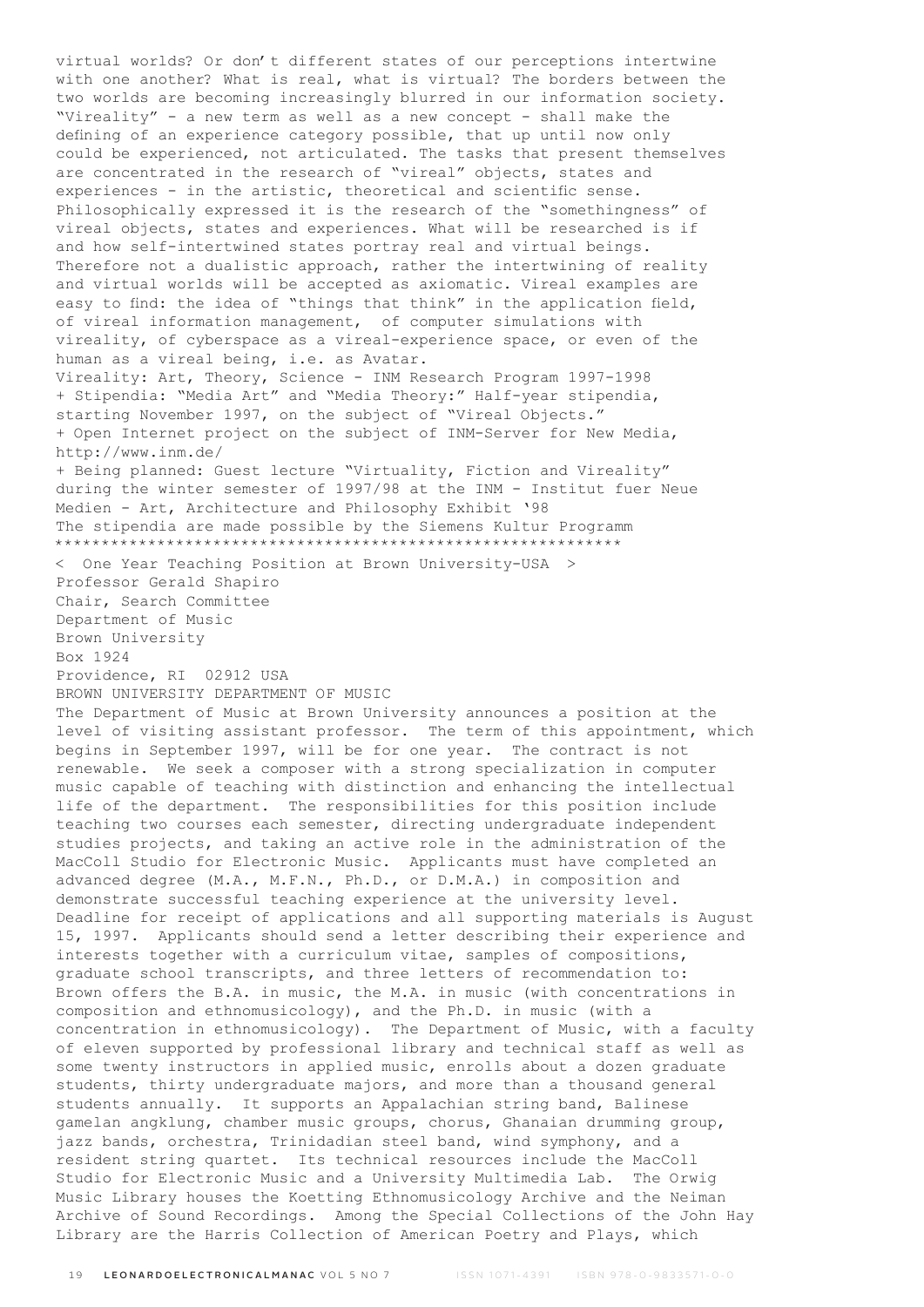virtual worlds? Or don't different states of our perceptions intertwine with one another? What is real, what is virtual? The borders between the two worlds are becoming increasingly blurred in our information society. "Vireality" - a new term as well as a new concept - shall make the defining of an experience category possible, that up until now only could be experienced, not articulated. The tasks that present themselves are concentrated in the research of "vireal" objects, states and experiences - in the artistic, theoretical and scientific sense. Philosophically expressed it is the research of the "somethingness" of vireal objects, states and experiences. What will be researched is if and how self-intertwined states portray real and virtual beings. Therefore not a dualistic approach, rather the intertwining of reality and virtual worlds will be accepted as axiomatic. Vireal examples are easy to find: the idea of "things that think" in the application field, of vireal information management, of computer simulations with vireality, of cyberspace as a vireal-experience space, or even of the human as a vireal being, i.e. as Avatar.

Vireality: Art, Theory, Science - INM Research Program 1997-1998

+ Stipendia: "Media Art" and "Media Theory:" Half-year stipendia, starting November 1997, on the subject of "Vireal Objects."

+ Open Internet project on the subject of INM-Server for New Media, http://www.inm.de/

+ Being planned: Guest lecture "Virtuality, Fiction and Vireality" during the winter semester of 1997/98 at the INM - Institut fuer Neue Medien - Art, Architecture and Philosophy Exhibit '98

The stipendia are made possible by the Siemens Kultur Programm

*************************************************************

< One Year Teaching Position at Brown University-USA >

Professor Gerald Shapiro
Chair, Search Committee
Department of Music
Brown University
Box 1924
Providence, RI 02912 USA

BROWN UNIVERSITY DEPARTMENT OF MUSIC

The Department of Music at Brown University announces a position at the level of visiting assistant professor. The term of this appointment, which begins in September 1997, will be for one year. The contract is not renewable. We seek a composer with a strong specialization in computer music capable of teaching with distinction and enhancing the intellectual life of the department. The responsibilities for this position include teaching two courses each semester, directing undergraduate independent studies projects, and taking an active role in the administration of the MacColl Studio for Electronic Music. Applicants must have completed an advanced degree (M.A., M.F.N., Ph.D., or D.M.A.) in composition and demonstrate successful teaching experience at the university level. Deadline for receipt of applications and all supporting materials is August 15, 1997. Applicants should send a letter describing their experience and interests together with a curriculum vitae, samples of compositions, graduate school transcripts, and three letters of recommendation to:

Brown offers the B.A. in music, the M.A. in music (with concentrations in composition and ethnomusicology), and the Ph.D. in music (with a concentration in ethnomusicology). The Department of Music, with a faculty of eleven supported by professional library and technical staff as well as some twenty instructors in applied music, enrolls about a dozen graduate students, thirty undergraduate majors, and more than a thousand general students annually. It supports an Appalachian string band, Balinese gamelan angklung, chamber music groups, chorus, Ghanaian drumming group, jazz bands, orchestra, Trinidadian steel band, wind symphony, and a resident string quartet. Its technical resources include the MacColl Studio for Electronic Music and a University Multimedia Lab. The Orwig Music Library houses the Koetting Ethnomusicology Archive and the Neiman Archive of Sound Recordings. Among the Special Collections of the John Hay Library are the Harris Collection of American Poetry and Plays, which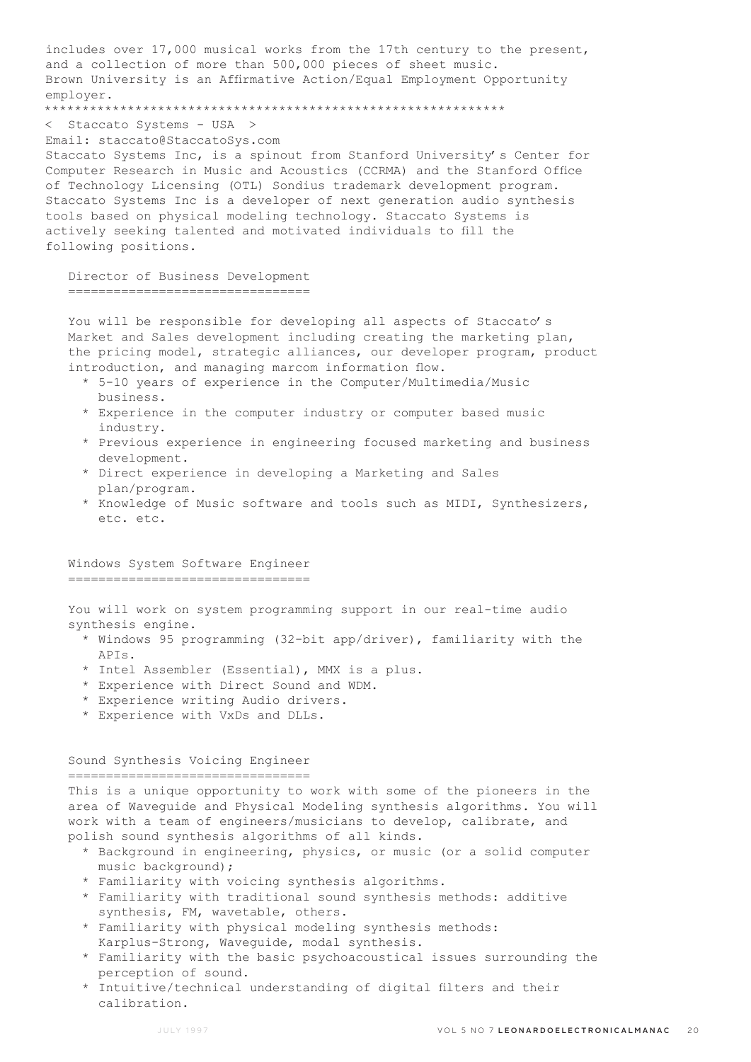includes over 17,000 musical works from the 17th century to the present, and a collection of more than 500,000 pieces of sheet music.
Brown University is an Affirmative Action/Equal Employment Opportunity employer.

************************************************************

< Staccato Systems - USA >

Email: staccato@StaccatoSys.com

Staccato Systems Inc, is a spinout from Stanford University's Center for Computer Research in Music and Acoustics (CCRMA) and the Stanford Office of Technology Licensing (OTL) Sondius trademark development program. Staccato Systems Inc is a developer of next generation audio synthesis tools based on physical modeling technology. Staccato Systems is actively seeking talented and motivated individuals to fill the following positions.

## Director of Business Development

You will be responsible for developing all aspects of Staccato's Market and Sales development including creating the marketing plan, the pricing model, strategic alliances, our developer program, product introduction, and managing marcom information flow.

* 5-10 years of experience in the Computer/Multimedia/Music business.
* Experience in the computer industry or computer based music industry.
* Previous experience in engineering focused marketing and business development.
* Direct experience in developing a Marketing and Sales plan/program.
* Knowledge of Music software and tools such as MIDI, Synthesizers, etc. etc.

## Windows System Software Engineer

You will work on system programming support in our real-time audio synthesis engine.

* Windows 95 programming (32-bit app/driver), familiarity with the APIs.
* Intel Assembler (Essential), MMX is a plus.
* Experience with Direct Sound and WDM.
* Experience writing Audio drivers.
* Experience with VxDs and DLLs.

## Sound Synthesis Voicing Engineer

This is a unique opportunity to work with some of the pioneers in the area of Waveguide and Physical Modeling synthesis algorithms. You will work with a team of engineers/musicians to develop, calibrate, and polish sound synthesis algorithms of all kinds.

* Background in engineering, physics, or music (or a solid computer music background);
* Familiarity with voicing synthesis algorithms.
* Familiarity with traditional sound synthesis methods: additive synthesis, FM, wavetable, others.
* Familiarity with physical modeling synthesis methods: Karplus-Strong, Waveguide, modal synthesis.
* Familiarity with the basic psychoacoustical issues surrounding the perception of sound.
* Intuitive/technical understanding of digital filters and their calibration.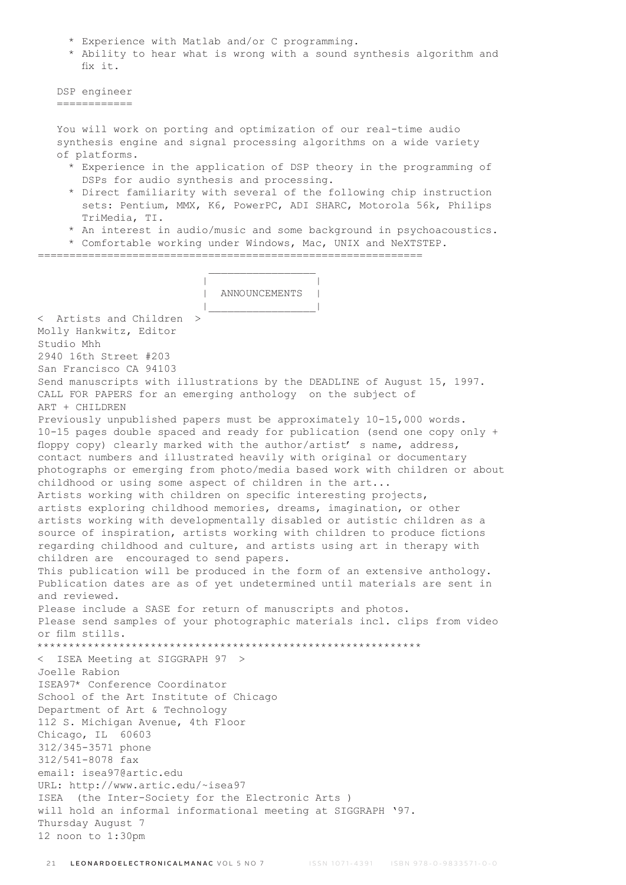* Experience with Matlab and/or C programming.
* Ability to hear what is wrong with a sound synthesis algorithm and fix it.

DSP engineer
============

You will work on porting and optimization of our real-time audio synthesis engine and signal processing algorithms on a wide variety of platforms.

* Experience in the application of DSP theory in the programming of DSPs for audio synthesis and processing.
* Direct familiarity with several of the following chip instruction sets: Pentium, MMX, K6, PowerPC, ADI SHARC, Motorola 56k, Philips TriMedia, TI.
* An interest in audio/music and some background in psychoacoustics.
* Comfortable working under Windows, Mac, UNIX and NeXTSTEP.

============================================================

## ANNOUNCEMENTS

< Artists and Children >
Molly Hankwitz, Editor
Studio Mhh
2940 16th Street #203
San Francisco CA 94103
Send manuscripts with illustrations by the DEADLINE of August 15, 1997.
CALL FOR PAPERS for an emerging anthology on the subject of
ART + CHILDREN
Previously unpublished papers must be approximately 10-15,000 words.
10-15 pages double spaced and ready for publication (send one copy only + floppy copy) clearly marked with the author/artist' s name, address, contact numbers and illustrated heavily with original or documentary photographs or emerging from photo/media based work with children or about childhood or using some aspect of children in the art...
Artists working with children on specific interesting projects, artists exploring childhood memories, dreams, imagination, or other artists working with developmentally disabled or autistic children as a source of inspiration, artists working with children to produce fictions regarding childhood and culture, and artists using art in therapy with children are encouraged to send papers.
This publication will be produced in the form of an extensive anthology.
Publication dates are as of yet undetermined until materials are sent in and reviewed.
Please include a SASE for return of manuscripts and photos.
Please send samples of your photographic materials incl. clips from video or film stills.

************************************************************

< ISEA Meeting at SIGGRAPH 97 >
Joelle Rabion
ISEA97* Conference Coordinator
School of the Art Institute of Chicago
Department of Art & Technology
112 S. Michigan Avenue, 4th Floor
Chicago, IL 60603
312/345-3571 phone
312/541-8078 fax
email: isea97@artic.edu
URL: http://www.artic.edu/~isea97
ISEA (the Inter-Society for the Electronic Arts )
will hold an informal informational meeting at SIGGRAPH '97.
Thursday August 7
12 noon to 1:30pm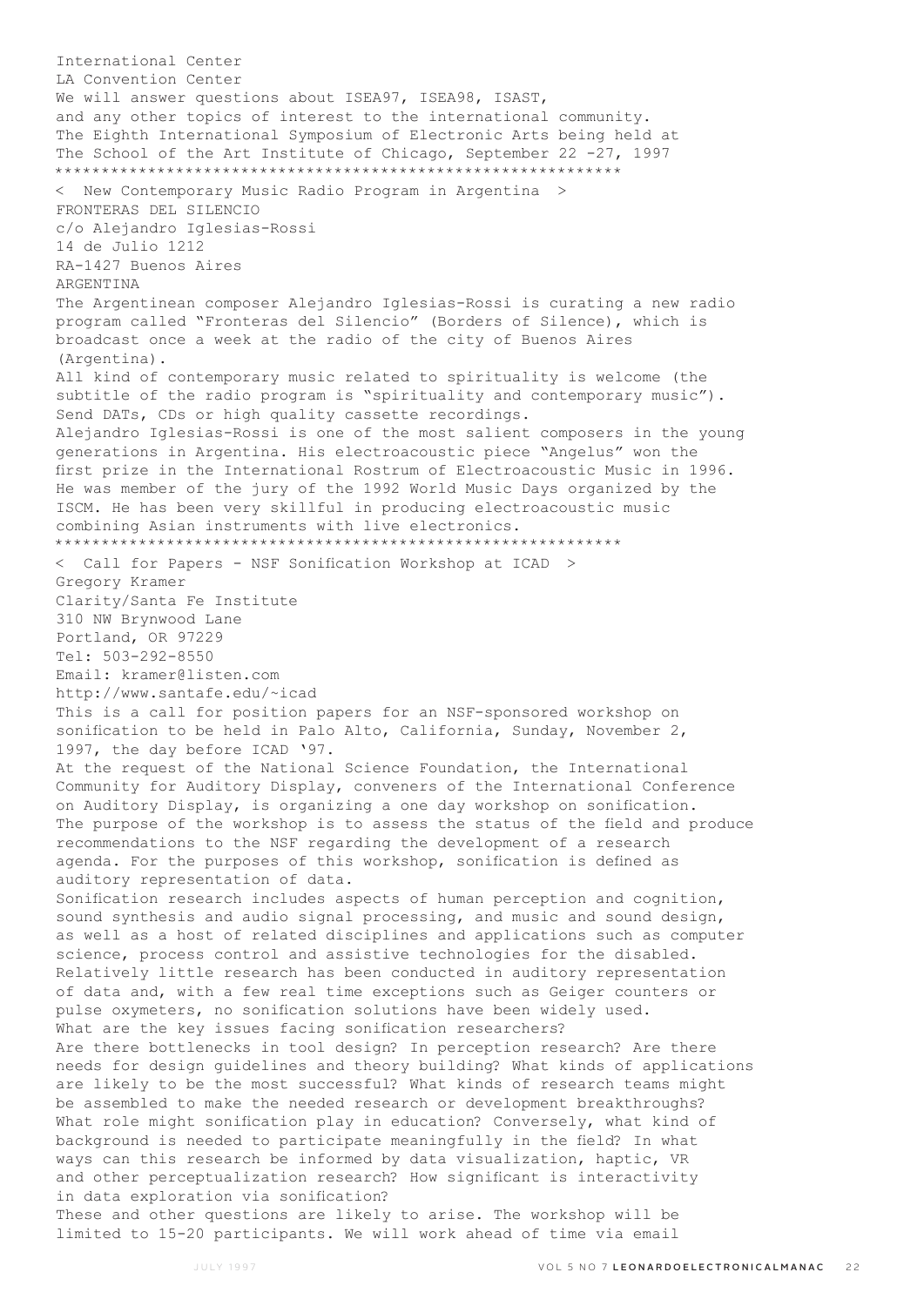International Center
LA Convention Center
We will answer questions about ISEA97, ISEA98, ISAST,
and any other topics of interest to the international community.
The Eighth International Symposium of Electronic Arts being held at
The School of the Art Institute of Chicago, September 22 -27, 1997

*************************************************************

< New Contemporary Music Radio Program in Argentina >

FRONTERAS DEL SILENCIO
c/o Alejandro Iglesias-Rossi
14 de Julio 1212
RA-1427 Buenos Aires
ARGENTINA

The Argentinean composer Alejandro Iglesias-Rossi is curating a new radio program called "Fronteras del Silencio" (Borders of Silence), which is broadcast once a week at the radio of the city of Buenos Aires (Argentina).

All kind of contemporary music related to spirituality is welcome (the subtitle of the radio program is "spirituality and contemporary music"). Send DATs, CDs or high quality cassette recordings.

Alejandro Iglesias-Rossi is one of the most salient composers in the young generations in Argentina. His electroacoustic piece "Angelus" won the first prize in the International Rostrum of Electroacoustic Music in 1996. He was member of the jury of the 1992 World Music Days organized by the ISCM. He has been very skillful in producing electroacoustic music combining Asian instruments with live electronics.

*************************************************************

< Call for Papers - NSF Sonification Workshop at ICAD >

Gregory Kramer
Clarity/Santa Fe Institute
310 NW Brynwood Lane
Portland, OR 97229
Tel: 503-292-8550
Email: kramer@listen.com
http://www.santafe.edu/~icad

This is a call for position papers for an NSF-sponsored workshop on sonification to be held in Palo Alto, California, Sunday, November 2, 1997, the day before ICAD '97.

At the request of the National Science Foundation, the International Community for Auditory Display, conveners of the International Conference on Auditory Display, is organizing a one day workshop on sonification. The purpose of the workshop is to assess the status of the field and produce recommendations to the NSF regarding the development of a research agenda. For the purposes of this workshop, sonification is defined as auditory representation of data.

Sonification research includes aspects of human perception and cognition, sound synthesis and audio signal processing, and music and sound design, as well as a host of related disciplines and applications such as computer science, process control and assistive technologies for the disabled. Relatively little research has been conducted in auditory representation of data and, with a few real time exceptions such as Geiger counters or pulse oxymeters, no sonification solutions have been widely used.

What are the key issues facing sonification researchers?

Are there bottlenecks in tool design? In perception research? Are there needs for design guidelines and theory building? What kinds of applications are likely to be the most successful? What kinds of research teams might be assembled to make the needed research or development breakthroughs? What role might sonification play in education? Conversely, what kind of background is needed to participate meaningfully in the field? In what ways can this research be informed by data visualization, haptic, VR and other perceptualization research? How significant is interactivity in data exploration via sonification?

These and other questions are likely to arise. The workshop will be limited to 15-20 participants. We will work ahead of time via email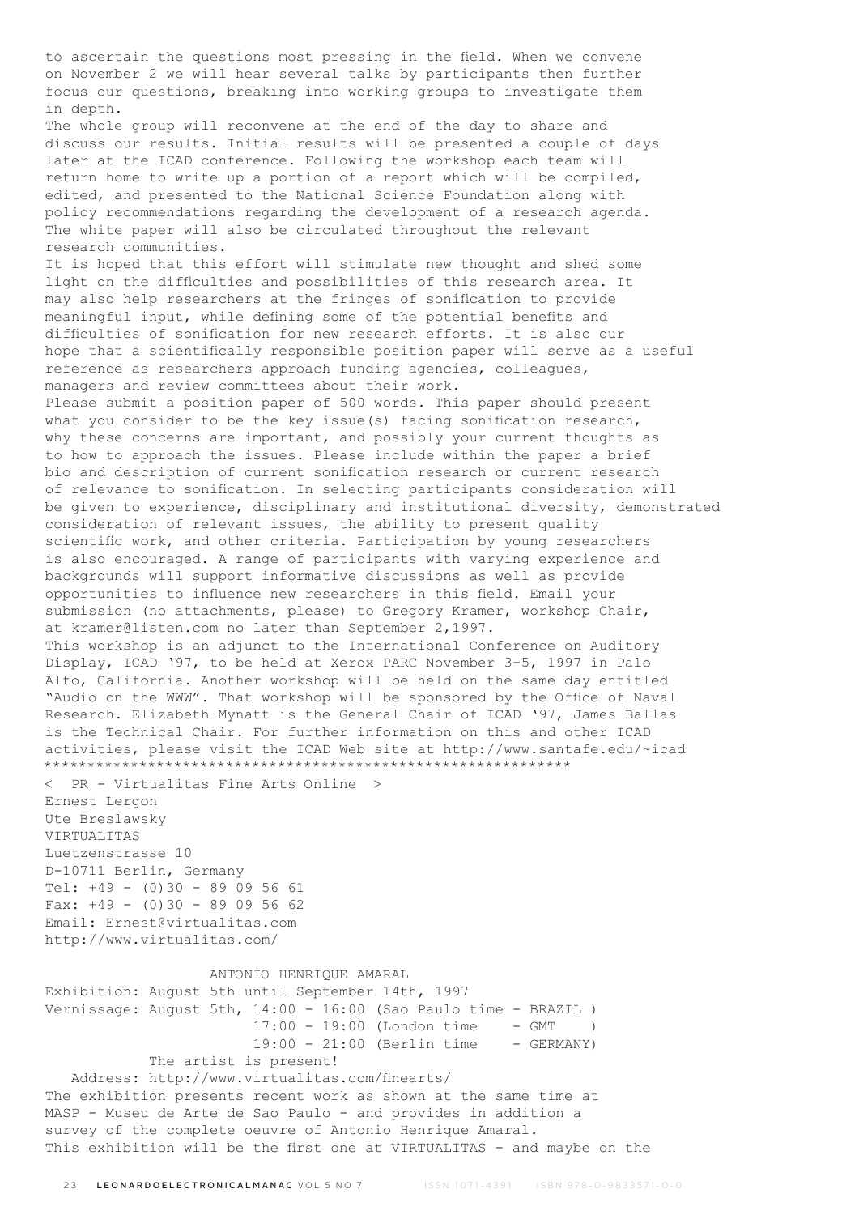to ascertain the questions most pressing in the field. When we convene on November 2 we will hear several talks by participants then further focus our questions, breaking into working groups to investigate them in depth.

The whole group will reconvene at the end of the day to share and discuss our results. Initial results will be presented a couple of days later at the ICAD conference. Following the workshop each team will return home to write up a portion of a report which will be compiled, edited, and presented to the National Science Foundation along with policy recommendations regarding the development of a research agenda. The white paper will also be circulated throughout the relevant research communities.

It is hoped that this effort will stimulate new thought and shed some light on the difficulties and possibilities of this research area. It may also help researchers at the fringes of sonification to provide meaningful input, while defining some of the potential benefits and difficulties of sonification for new research efforts. It is also our hope that a scientifically responsible position paper will serve as a useful reference as researchers approach funding agencies, colleagues, managers and review committees about their work.

Please submit a position paper of 500 words. This paper should present what you consider to be the key issue(s) facing sonification research, why these concerns are important, and possibly your current thoughts as to how to approach the issues. Please include within the paper a brief bio and description of current sonification research or current research of relevance to sonification. In selecting participants consideration will be given to experience, disciplinary and institutional diversity, demonstrated consideration of relevant issues, the ability to present quality scientific work, and other criteria. Participation by young researchers is also encouraged. A range of participants with varying experience and backgrounds will support informative discussions as well as provide opportunities to influence new researchers in this field. Email your submission (no attachments, please) to Gregory Kramer, workshop Chair, at kramer@listen.com no later than September 2,1997.

This workshop is an adjunct to the International Conference on Auditory Display, ICAD '97, to be held at Xerox PARC November 3-5, 1997 in Palo Alto, California. Another workshop will be held on the same day entitled "Audio on the WWW". That workshop will be sponsored by the Office of Naval Research. Elizabeth Mynatt is the General Chair of ICAD '97, James Ballas is the Technical Chair. For further information on this and other ICAD activities, please visit the ICAD Web site at http://www.santafe.edu/~icad

\*\*\*\*\*\*\*\*\*\*\*\*\*\*\*\*\*\*\*\*\*\*\*\*\*\*\*\*\*\*\*\*\*\*\*\*\*\*\*\*\*\*\*\*\*\*\*\*\*\*\*\*\*\*\*\*\*\*\*\*\*\*

< PR - Virtualitas Fine Arts Online >

Ernest Lergon  
Ute Breslawsky  
VIRTUALITAS  
Luetzenstrasse 10  
D-10711 Berlin, Germany  
Tel: +49 - (0)30 - 89 09 56 61  
Fax: +49 - (0)30 - 89 09 56 62  
Email: Ernest@virtualitas.com  
http://www.virtualitas.com/

ANTONIO HENRIQUE AMARAL

Exhibition: August 5th until September 14th, 1997  
Vernissage: August 5th, 14:00 - 16:00 (Sao Paulo time - BRAZIL )  
17:00 - 19:00 (London time - GMT )  
19:00 - 21:00 (Berlin time - GERMANY)

The artist is present!

Address: http://www.virtualitas.com/finearts/

The exhibition presents recent work as shown at the same time at MASP - Museu de Arte de Sao Paulo - and provides in addition a survey of the complete oeuvre of Antonio Henrique Amaral.

This exhibition will be the first one at VIRTUALITAS - and maybe on the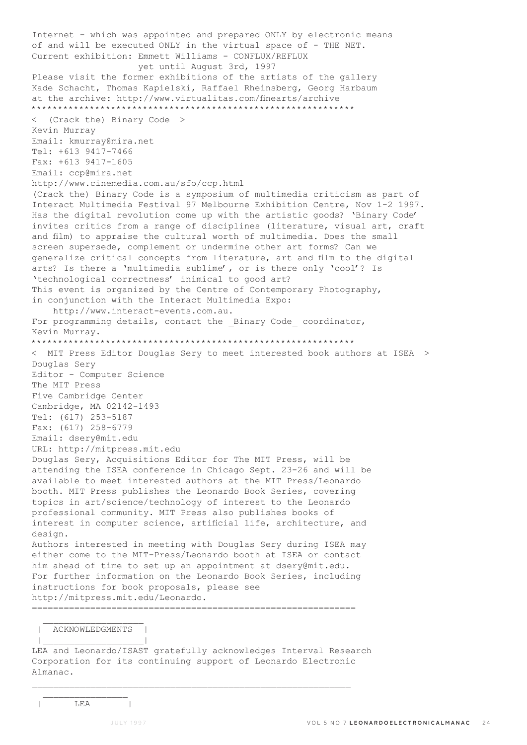Internet - which was appointed and prepared ONLY by electronic means of and will be executed ONLY in the virtual space of - THE NET.
Current exhibition: Emmett Williams - CONFLUX/REFLUX
yet until August 3rd, 1997
Please visit the former exhibitions of the artists of the gallery Kade Schacht, Thomas Kapielski, Raffael Rheinsberg, Georg Harbaum at the archive: http://www.virtualitas.com/finearts/archive

*************************************************************

< (Crack the) Binary Code >

Kevin Murray
Email: kmurray@mira.net
Tel: +613 9417-7466
Fax: +613 9417-1605
Email: ccp@mira.net
http://www.cinemedia.com.au/sfo/ccp.html

(Crack the) Binary Code is a symposium of multimedia criticism as part of Interact Multimedia Festival 97 Melbourne Exhibition Centre, Nov 1-2 1997. Has the digital revolution come up with the artistic goods? 'Binary Code' invites critics from a range of disciplines (literature, visual art, craft and film) to appraise the cultural worth of multimedia. Does the small screen supersede, complement or undermine other art forms? Can we generalize critical concepts from literature, art and film to the digital arts? Is there a 'multimedia sublime', or is there only 'cool'? Is 'technological correctness' inimical to good art?
This event is organized by the Centre of Contemporary Photography, in conjunction with the Interact Multimedia Expo:
http://www.interact-events.com.au.
For programming details, contact the _Binary Code_ coordinator, Kevin Murray.

*************************************************************

< MIT Press Editor Douglas Sery to meet interested book authors at ISEA >

Douglas Sery
Editor - Computer Science
The MIT Press
Five Cambridge Center
Cambridge, MA 02142-1493
Tel: (617) 253-5187
Fax: (617) 258-6779
Email: dsery@mit.edu
URL: http://mitpress.mit.edu

Douglas Sery, Acquisitions Editor for The MIT Press, will be attending the ISEA conference in Chicago Sept. 23-26 and will be available to meet interested authors at the MIT Press/Leonardo booth. MIT Press publishes the Leonardo Book Series, covering topics in art/science/technology of interest to the Leonardo professional community. MIT Press also publishes books of interest in computer science, artificial life, architecture, and design.
Authors interested in meeting with Douglas Sery during ISEA may either come to the MIT-Press/Leonardo booth at ISEA or contact him ahead of time to set up an appointment at dsery@mit.edu.
For further information on the Leonardo Book Series, including instructions for book proposals, please see http://mitpress.mit.edu/Leonardo.

=============================================================

## ACKNOWLEDGMENTS

LEA and Leonardo/ISAST gratefully acknowledges Interval Research Corporation for its continuing support of Leonardo Electronic Almanac.

---

## LEA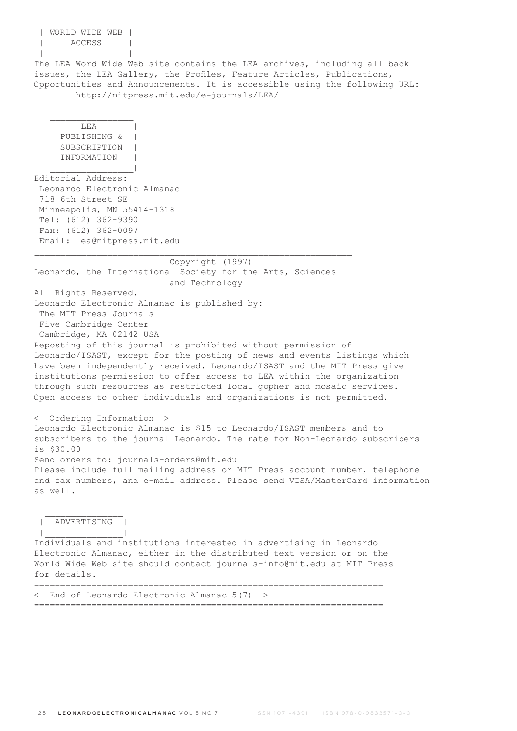## WORLD WIDE WEB ACCESS

The LEA Word Wide Web site contains the LEA archives, including all back issues, the LEA Gallery, the Profiles, Feature Articles, Publications, Opportunities and Announcements. It is accessible using the following URL:

http://mitpress.mit.edu/e-journals/LEA/

---

## LEA PUBLISHING & SUBSCRIPTION INFORMATION

Editorial Address:

Leonardo Electronic Almanac
718 6th Street SE
Minneapolis, MN 55414-1318
Tel: (612) 362-9390
Fax: (612) 362-0097
Email: lea@mitpress.mit.edu

---

Copyright (1997)
Leonardo, the International Society for the Arts, Sciences and Technology

All Rights Reserved.

Leonardo Electronic Almanac is published by:

The MIT Press Journals
Five Cambridge Center
Cambridge, MA 02142 USA

Reposting of this journal is prohibited without permission of Leonardo/ISAST, except for the posting of news and events listings which have been independently received. Leonardo/ISAST and the MIT Press give institutions permission to offer access to LEA within the organization through such resources as restricted local gopher and mosaic services. Open access to other individuals and organizations is not permitted.

---

< Ordering Information >

Leonardo Electronic Almanac is $15 to Leonardo/ISAST members and to subscribers to the journal Leonardo. The rate for Non-Leonardo subscribers is $30.00

Send orders to: journals-orders@mit.edu

Please include full mailing address or MIT Press account number, telephone and fax numbers, and e-mail address. Please send VISA/MasterCard information as well.

---

## ADVERTISING

Individuals and institutions interested in advertising in Leonardo Electronic Almanac, either in the distributed text version or on the World Wide Web site should contact journals-info@mit.edu at MIT Press for details.

---

< End of Leonardo Electronic Almanac 5(7) >

---